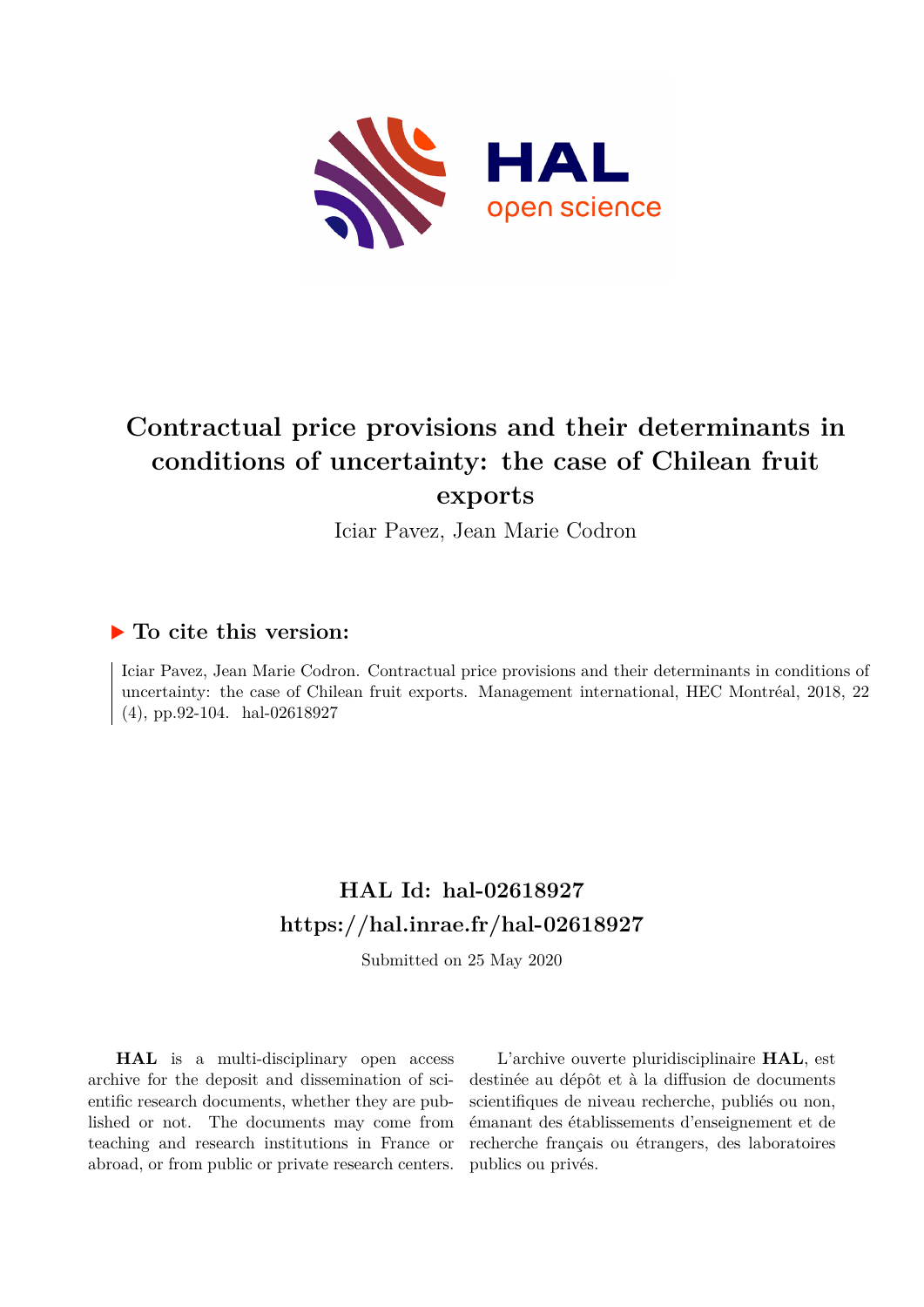# Contractual price provisions and their determinants in conditions of uncertainty: the case of Chilean fruit exports

Iciar Pavez, Jean Marie Codron

## ▶ To cite this version:

Iciar Pavez, Jean Marie Codron. Contractual price provisions and their determinants in conditions of uncertainty: the case of Chilean fruit exports. Management international, HEC Montréal, 2018, 22 (4), pp.92-104. hal-02618927

## HAL Id: hal-02618927

## https://hal.inrae.fr/hal-02618927

Submitted on 25 May 2020

**HAL** is a multi-disciplinary open access archive for the deposit and dissemination of scientific research documents, whether they are published or not. The documents may come from teaching and research institutions in France or abroad, or from public or private research centers.

L'archive ouverte pluridisciplinaire **HAL**, est destinée au dépôt et à la diffusion de documents scientifiques de niveau recherche, publiés ou non, émanant des établissements d'enseignement et de recherche français ou étrangers, des laboratoires publics ou privés.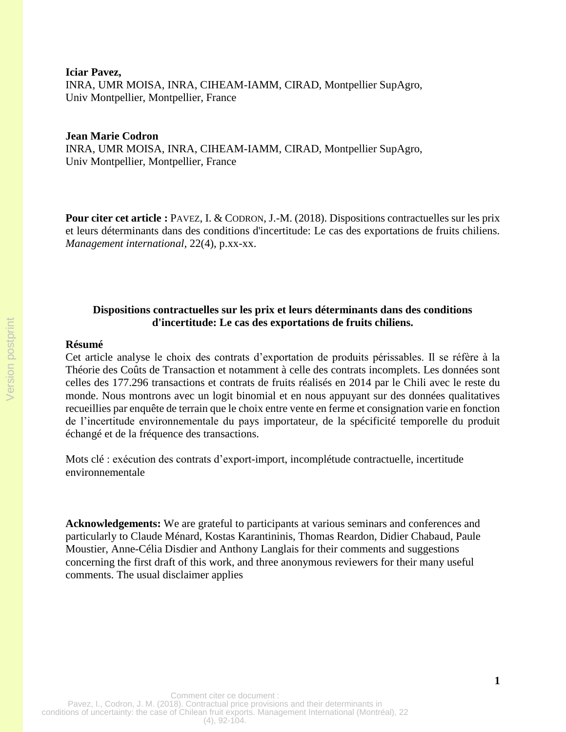**Iciar Pavez,**
INRA, UMR MOISA, INRA, CIHEAM-IAMM, CIRAD, Montpellier SupAgro, Univ Montpellier, Montpellier, France

**Jean Marie Codron**
INRA, UMR MOISA, INRA, CIHEAM-IAMM, CIRAD, Montpellier SupAgro, Univ Montpellier, Montpellier, France

**Pour citer cet article :** PAVEZ, I. & CODRON, J.-M. (2018). Dispositions contractuelles sur les prix et leurs déterminants dans des conditions d'incertitude: Le cas des exportations de fruits chiliens. *Management international*, 22(4), p.xx-xx.

## Dispositions contractuelles sur les prix et leurs déterminants dans des conditions d'incertitude: Le cas des exportations de fruits chiliens.

**Résumé**

Cet article analyse le choix des contrats d'exportation de produits périssables. Il se réfère à la Théorie des Coûts de Transaction et notamment à celle des contrats incomplets. Les données sont celles des 177.296 transactions et contrats de fruits réalisés en 2014 par le Chili avec le reste du monde. Nous montrons avec un logit binomial et en nous appuyant sur des données qualitatives recueillies par enquête de terrain que le choix entre vente en ferme et consignation varie en fonction de l'incertitude environnementale du pays importateur, de la spécificité temporelle du produit échangé et de la fréquence des transactions.

Mots clé : exécution des contrats d'export-import, incomplétude contractuelle, incertitude environnementale

**Acknowledgements:** We are grateful to participants at various seminars and conferences and particularly to Claude Ménard, Kostas Karantininis, Thomas Reardon, Didier Chabaud, Paule Moustier, Anne-Célia Disdier and Anthony Langlais for their comments and suggestions concerning the first draft of this work, and three anonymous reviewers for their many useful comments. The usual disclaimer applies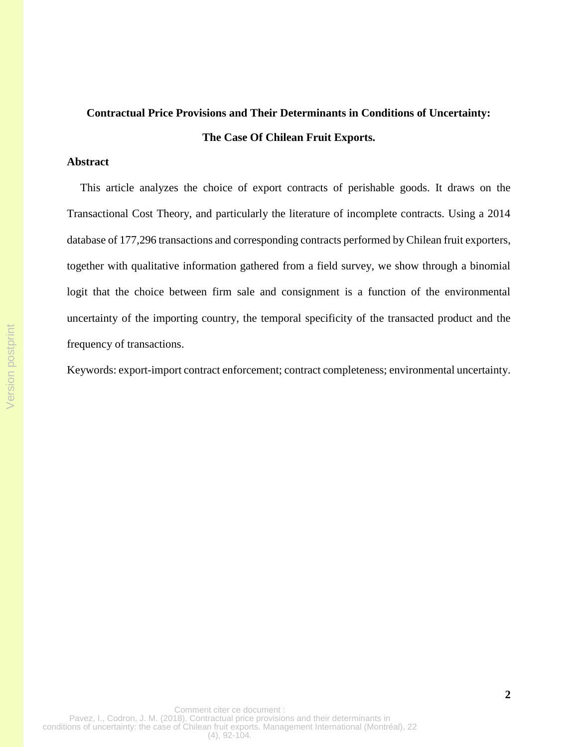**Contractual Price Provisions and Their Determinants in Conditions of Uncertainty:**

**The Case Of Chilean Fruit Exports.**

## Abstract

This article analyzes the choice of export contracts of perishable goods. It draws on the Transactional Cost Theory, and particularly the literature of incomplete contracts. Using a 2014 database of 177,296 transactions and corresponding contracts performed by Chilean fruit exporters, together with qualitative information gathered from a field survey, we show through a binomial logit that the choice between firm sale and consignment is a function of the environmental uncertainty of the importing country, the temporal specificity of the transacted product and the frequency of transactions.

Keywords: export-import contract enforcement; contract completeness; environmental uncertainty.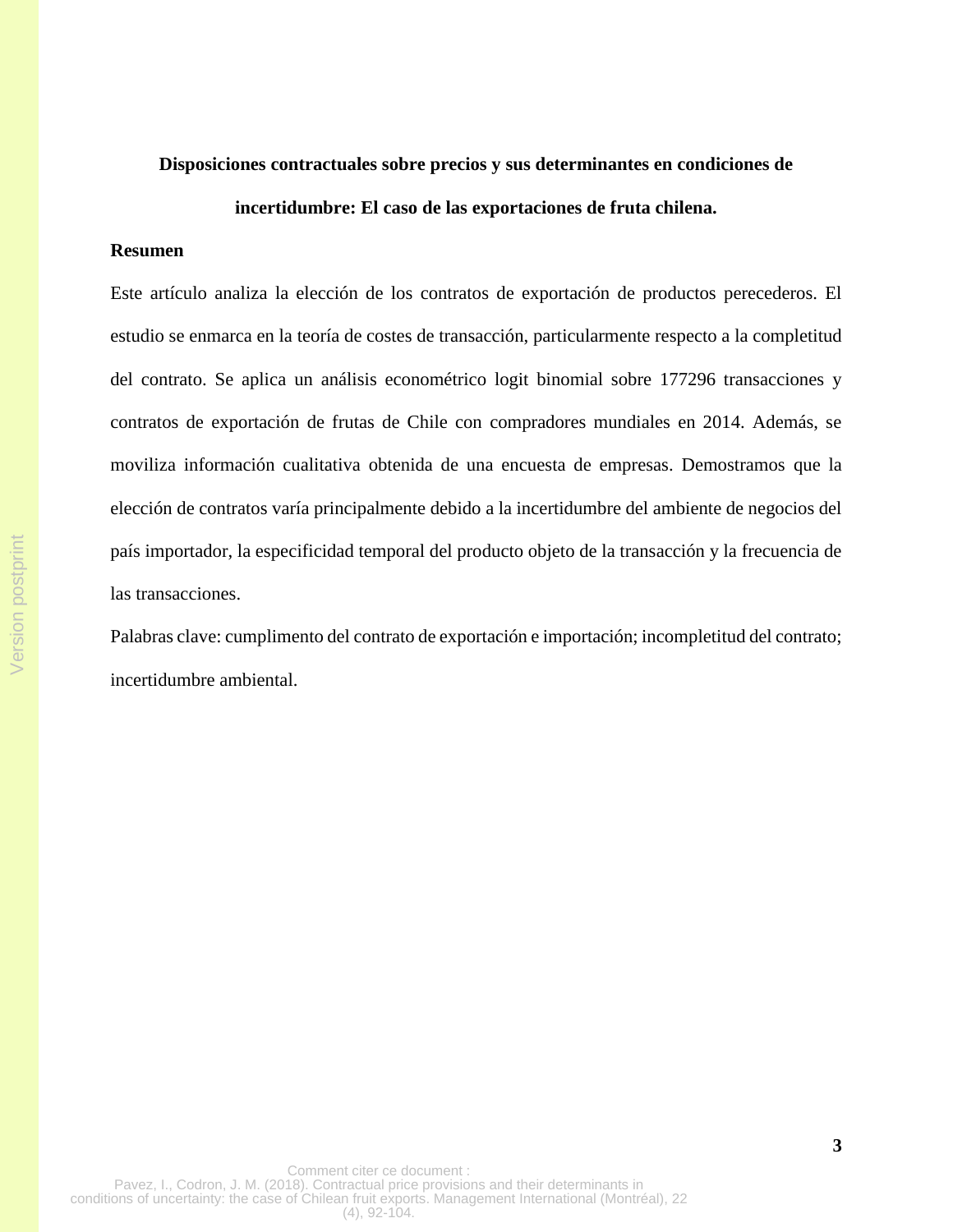**Disposiciones contractuales sobre precios y sus determinantes en condiciones de incertidumbre: El caso de las exportaciones de fruta chilena.**

**Resumen**

Este artículo analiza la elección de los contratos de exportación de productos perecederos. El estudio se enmarca en la teoría de costes de transacción, particularmente respecto a la completitud del contrato. Se aplica un análisis econométrico logit binomial sobre 177296 transacciones y contratos de exportación de frutas de Chile con compradores mundiales en 2014. Además, se moviliza información cualitativa obtenida de una encuesta de empresas. Demostramos que la elección de contratos varía principalmente debido a la incertidumbre del ambiente de negocios del país importador, la especificidad temporal del producto objeto de la transacción y la frecuencia de las transacciones.

Palabras clave: cumplimento del contrato de exportación e importación; incompletitud del contrato; incertidumbre ambiental.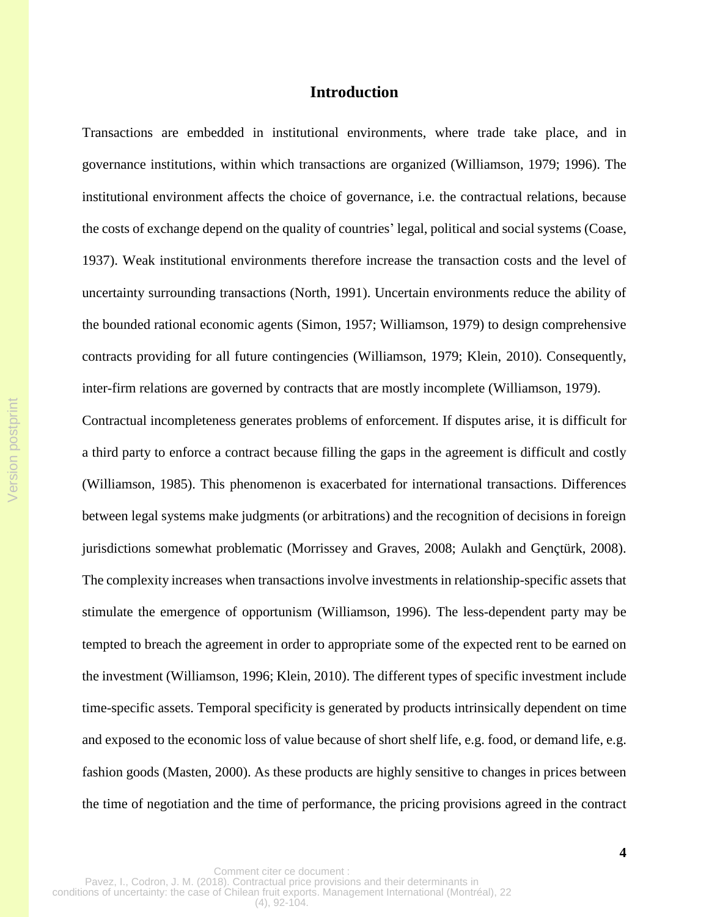## Introduction

Transactions are embedded in institutional environments, where trade take place, and in governance institutions, within which transactions are organized (Williamson, 1979; 1996). The institutional environment affects the choice of governance, i.e. the contractual relations, because the costs of exchange depend on the quality of countries' legal, political and social systems (Coase, 1937). Weak institutional environments therefore increase the transaction costs and the level of uncertainty surrounding transactions (North, 1991). Uncertain environments reduce the ability of the bounded rational economic agents (Simon, 1957; Williamson, 1979) to design comprehensive contracts providing for all future contingencies (Williamson, 1979; Klein, 2010). Consequently, inter-firm relations are governed by contracts that are mostly incomplete (Williamson, 1979).

Contractual incompleteness generates problems of enforcement. If disputes arise, it is difficult for a third party to enforce a contract because filling the gaps in the agreement is difficult and costly (Williamson, 1985). This phenomenon is exacerbated for international transactions. Differences between legal systems make judgments (or arbitrations) and the recognition of decisions in foreign jurisdictions somewhat problematic (Morrissey and Graves, 2008; Aulakh and Gençtürk, 2008). The complexity increases when transactions involve investments in relationship-specific assets that stimulate the emergence of opportunism (Williamson, 1996). The less-dependent party may be tempted to breach the agreement in order to appropriate some of the expected rent to be earned on the investment (Williamson, 1996; Klein, 2010). The different types of specific investment include time-specific assets. Temporal specificity is generated by products intrinsically dependent on time and exposed to the economic loss of value because of short shelf life, e.g. food, or demand life, e.g. fashion goods (Masten, 2000). As these products are highly sensitive to changes in prices between the time of negotiation and the time of performance, the pricing provisions agreed in the contract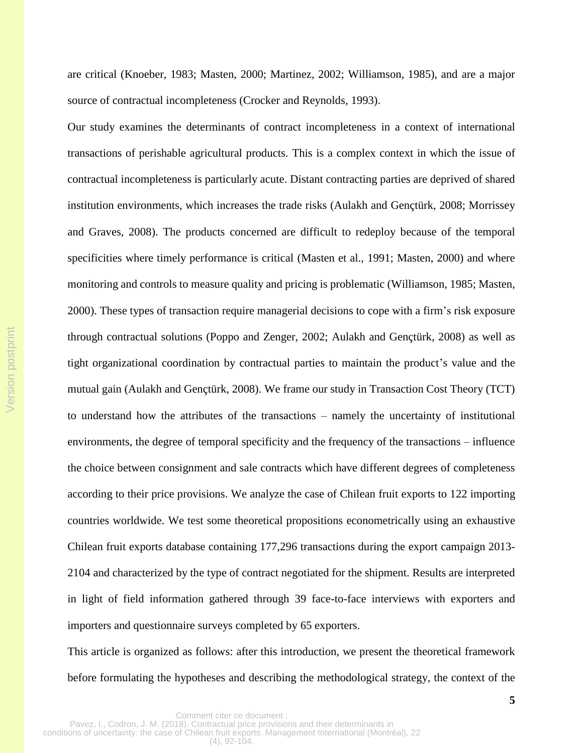are critical (Knoeber, 1983; Masten, 2000; Martinez, 2002; Williamson, 1985), and are a major source of contractual incompleteness (Crocker and Reynolds, 1993).

Our study examines the determinants of contract incompleteness in a context of international transactions of perishable agricultural products. This is a complex context in which the issue of contractual incompleteness is particularly acute. Distant contracting parties are deprived of shared institution environments, which increases the trade risks (Aulakh and Gençtürk, 2008; Morrissey and Graves, 2008). The products concerned are difficult to redeploy because of the temporal specificities where timely performance is critical (Masten et al., 1991; Masten, 2000) and where monitoring and controls to measure quality and pricing is problematic (Williamson, 1985; Masten, 2000). These types of transaction require managerial decisions to cope with a firm's risk exposure through contractual solutions (Poppo and Zenger, 2002; Aulakh and Gençtürk, 2008) as well as tight organizational coordination by contractual parties to maintain the product's value and the mutual gain (Aulakh and Gençtürk, 2008). We frame our study in Transaction Cost Theory (TCT) to understand how the attributes of the transactions – namely the uncertainty of institutional environments, the degree of temporal specificity and the frequency of the transactions – influence the choice between consignment and sale contracts which have different degrees of completeness according to their price provisions. We analyze the case of Chilean fruit exports to 122 importing countries worldwide. We test some theoretical propositions econometrically using an exhaustive Chilean fruit exports database containing 177,296 transactions during the export campaign 2013-2104 and characterized by the type of contract negotiated for the shipment. Results are interpreted in light of field information gathered through 39 face-to-face interviews with exporters and importers and questionnaire surveys completed by 65 exporters.

This article is organized as follows: after this introduction, we present the theoretical framework before formulating the hypotheses and describing the methodological strategy, the context of the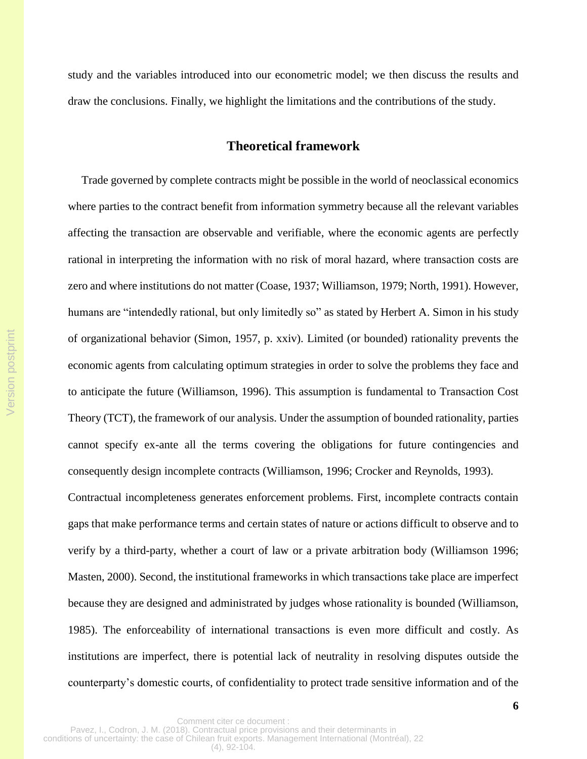study and the variables introduced into our econometric model; we then discuss the results and draw the conclusions. Finally, we highlight the limitations and the contributions of the study.

## Theoretical framework

Trade governed by complete contracts might be possible in the world of neoclassical economics where parties to the contract benefit from information symmetry because all the relevant variables affecting the transaction are observable and verifiable, where the economic agents are perfectly rational in interpreting the information with no risk of moral hazard, where transaction costs are zero and where institutions do not matter (Coase, 1937; Williamson, 1979; North, 1991). However, humans are "intendedly rational, but only limitedly so" as stated by Herbert A. Simon in his study of organizational behavior (Simon, 1957, p. xxiv). Limited (or bounded) rationality prevents the economic agents from calculating optimum strategies in order to solve the problems they face and to anticipate the future (Williamson, 1996). This assumption is fundamental to Transaction Cost Theory (TCT), the framework of our analysis. Under the assumption of bounded rationality, parties cannot specify ex-ante all the terms covering the obligations for future contingencies and consequently design incomplete contracts (Williamson, 1996; Crocker and Reynolds, 1993).

Contractual incompleteness generates enforcement problems. First, incomplete contracts contain gaps that make performance terms and certain states of nature or actions difficult to observe and to verify by a third-party, whether a court of law or a private arbitration body (Williamson 1996; Masten, 2000). Second, the institutional frameworks in which transactions take place are imperfect because they are designed and administrated by judges whose rationality is bounded (Williamson, 1985). The enforceability of international transactions is even more difficult and costly. As institutions are imperfect, there is potential lack of neutrality in resolving disputes outside the counterparty's domestic courts, of confidentiality to protect trade sensitive information and of the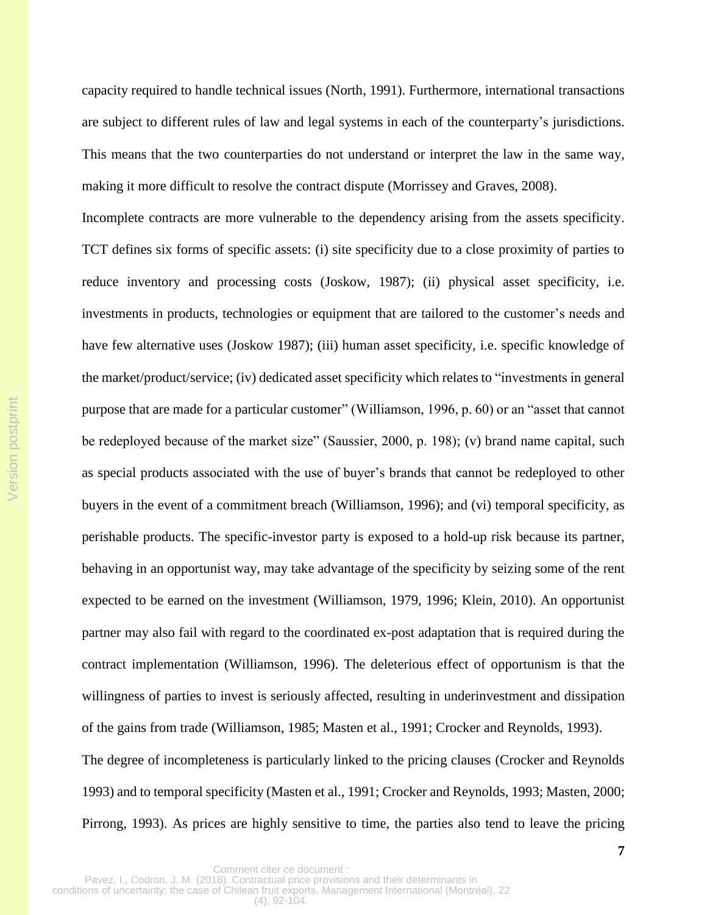capacity required to handle technical issues (North, 1991). Furthermore, international transactions are subject to different rules of law and legal systems in each of the counterparty's jurisdictions. This means that the two counterparties do not understand or interpret the law in the same way, making it more difficult to resolve the contract dispute (Morrissey and Graves, 2008).

Incomplete contracts are more vulnerable to the dependency arising from the assets specificity. TCT defines six forms of specific assets: (i) site specificity due to a close proximity of parties to reduce inventory and processing costs (Joskow, 1987); (ii) physical asset specificity, i.e. investments in products, technologies or equipment that are tailored to the customer's needs and have few alternative uses (Joskow 1987); (iii) human asset specificity, i.e. specific knowledge of the market/product/service; (iv) dedicated asset specificity which relates to "investments in general purpose that are made for a particular customer" (Williamson, 1996, p. 60) or an "asset that cannot be redeployed because of the market size" (Saussier, 2000, p. 198); (v) brand name capital, such as special products associated with the use of buyer's brands that cannot be redeployed to other buyers in the event of a commitment breach (Williamson, 1996); and (vi) temporal specificity, as perishable products. The specific-investor party is exposed to a hold-up risk because its partner, behaving in an opportunist way, may take advantage of the specificity by seizing some of the rent expected to be earned on the investment (Williamson, 1979, 1996; Klein, 2010). An opportunist partner may also fail with regard to the coordinated ex-post adaptation that is required during the contract implementation (Williamson, 1996). The deleterious effect of opportunism is that the willingness of parties to invest is seriously affected, resulting in underinvestment and dissipation of the gains from trade (Williamson, 1985; Masten et al., 1991; Crocker and Reynolds, 1993).

The degree of incompleteness is particularly linked to the pricing clauses (Crocker and Reynolds 1993) and to temporal specificity (Masten et al., 1991; Crocker and Reynolds, 1993; Masten, 2000; Pirrong, 1993). As prices are highly sensitive to time, the parties also tend to leave the pricing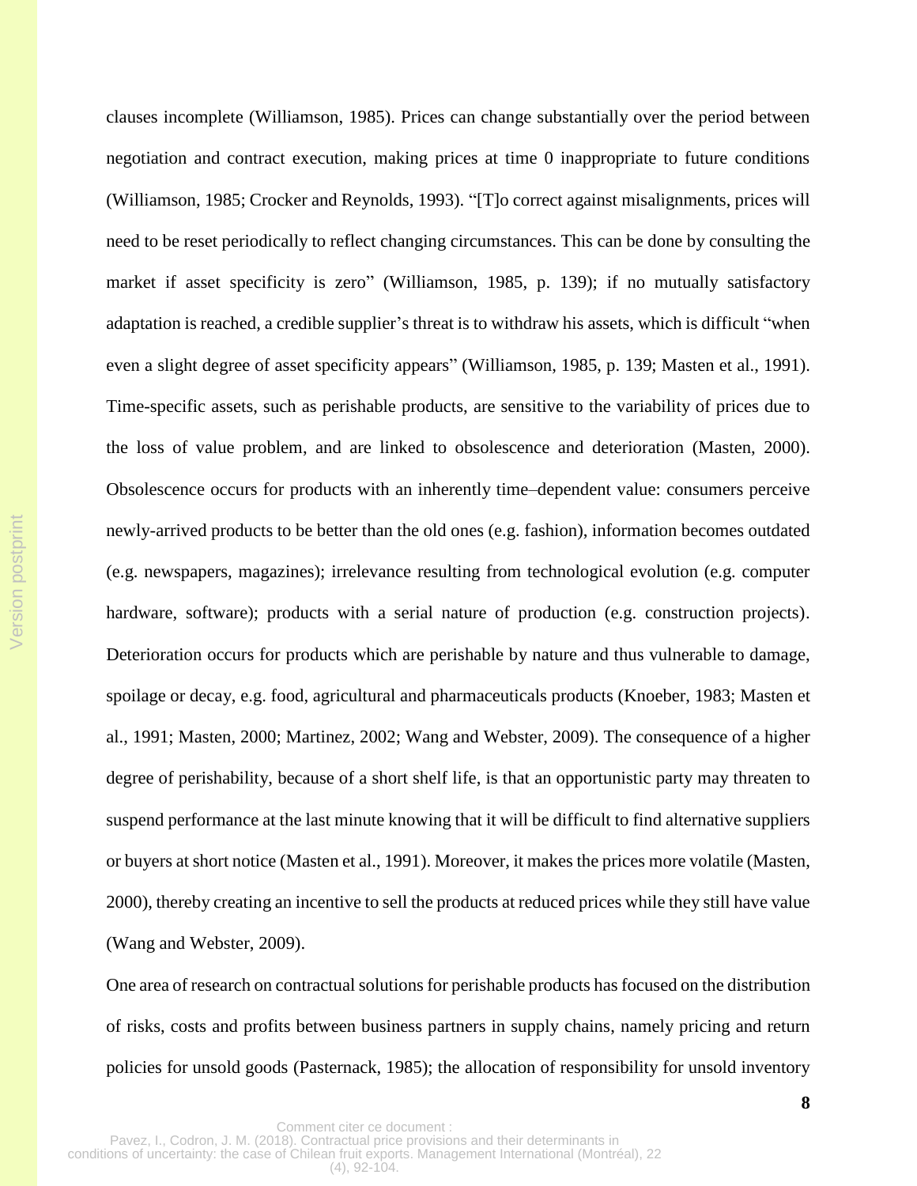clauses incomplete (Williamson, 1985). Prices can change substantially over the period between negotiation and contract execution, making prices at time 0 inappropriate to future conditions (Williamson, 1985; Crocker and Reynolds, 1993). "[T]o correct against misalignments, prices will need to be reset periodically to reflect changing circumstances. This can be done by consulting the market if asset specificity is zero" (Williamson, 1985, p. 139); if no mutually satisfactory adaptation is reached, a credible supplier's threat is to withdraw his assets, which is difficult "when even a slight degree of asset specificity appears" (Williamson, 1985, p. 139; Masten et al., 1991). Time-specific assets, such as perishable products, are sensitive to the variability of prices due to the loss of value problem, and are linked to obsolescence and deterioration (Masten, 2000). Obsolescence occurs for products with an inherently time–dependent value: consumers perceive newly-arrived products to be better than the old ones (e.g. fashion), information becomes outdated (e.g. newspapers, magazines); irrelevance resulting from technological evolution (e.g. computer hardware, software); products with a serial nature of production (e.g. construction projects). Deterioration occurs for products which are perishable by nature and thus vulnerable to damage, spoilage or decay, e.g. food, agricultural and pharmaceuticals products (Knoeber, 1983; Masten et al., 1991; Masten, 2000; Martinez, 2002; Wang and Webster, 2009). The consequence of a higher degree of perishability, because of a short shelf life, is that an opportunistic party may threaten to suspend performance at the last minute knowing that it will be difficult to find alternative suppliers or buyers at short notice (Masten et al., 1991). Moreover, it makes the prices more volatile (Masten, 2000), thereby creating an incentive to sell the products at reduced prices while they still have value (Wang and Webster, 2009).

One area of research on contractual solutions for perishable products has focused on the distribution of risks, costs and profits between business partners in supply chains, namely pricing and return policies for unsold goods (Pasternack, 1985); the allocation of responsibility for unsold inventory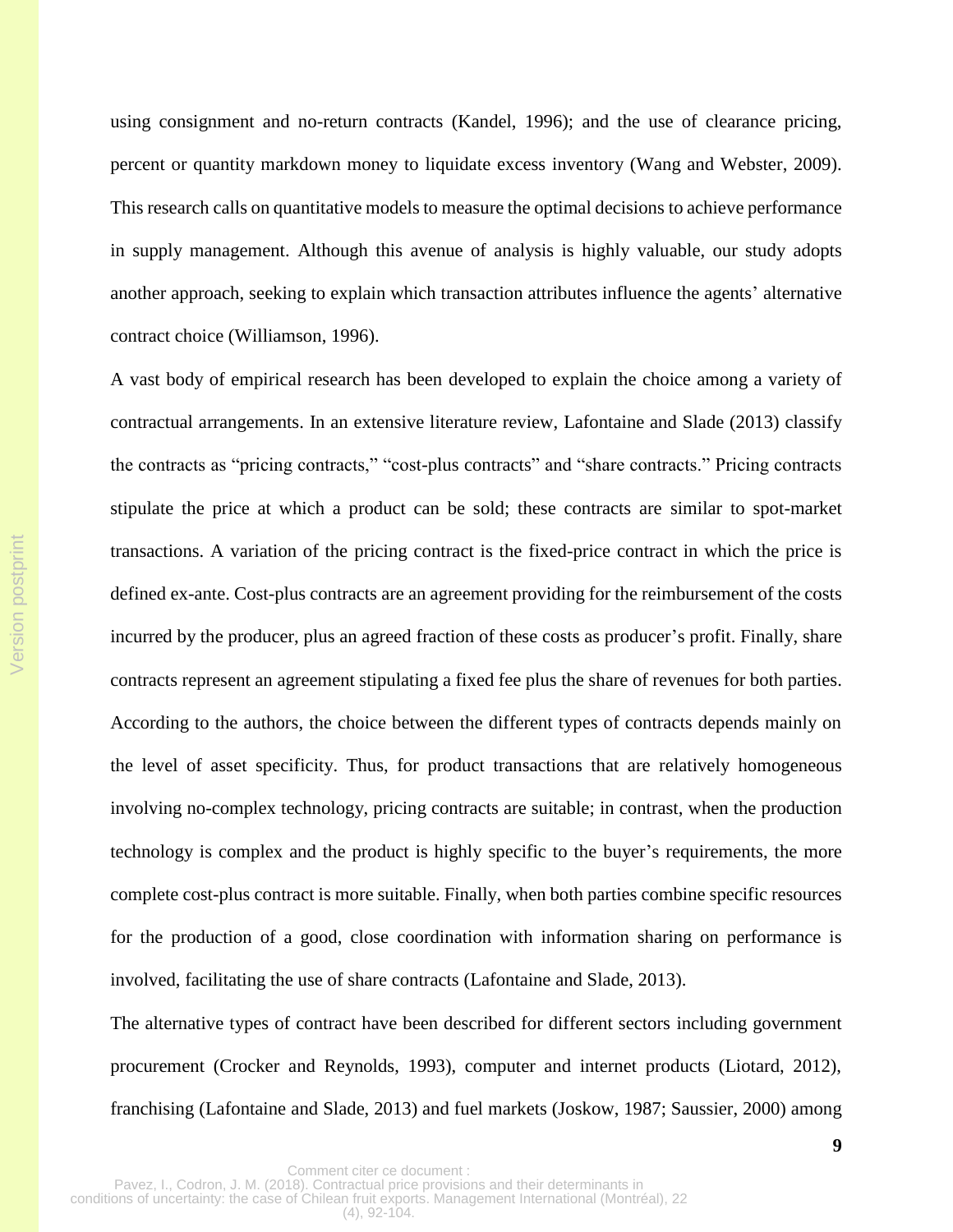using consignment and no-return contracts (Kandel, 1996); and the use of clearance pricing, percent or quantity markdown money to liquidate excess inventory (Wang and Webster, 2009). This research calls on quantitative models to measure the optimal decisions to achieve performance in supply management. Although this avenue of analysis is highly valuable, our study adopts another approach, seeking to explain which transaction attributes influence the agents' alternative contract choice (Williamson, 1996).

A vast body of empirical research has been developed to explain the choice among a variety of contractual arrangements. In an extensive literature review, Lafontaine and Slade (2013) classify the contracts as "pricing contracts," "cost-plus contracts" and "share contracts." Pricing contracts stipulate the price at which a product can be sold; these contracts are similar to spot-market transactions. A variation of the pricing contract is the fixed-price contract in which the price is defined ex-ante. Cost-plus contracts are an agreement providing for the reimbursement of the costs incurred by the producer, plus an agreed fraction of these costs as producer's profit. Finally, share contracts represent an agreement stipulating a fixed fee plus the share of revenues for both parties. According to the authors, the choice between the different types of contracts depends mainly on the level of asset specificity. Thus, for product transactions that are relatively homogeneous involving no-complex technology, pricing contracts are suitable; in contrast, when the production technology is complex and the product is highly specific to the buyer's requirements, the more complete cost-plus contract is more suitable. Finally, when both parties combine specific resources for the production of a good, close coordination with information sharing on performance is involved, facilitating the use of share contracts (Lafontaine and Slade, 2013).

The alternative types of contract have been described for different sectors including government procurement (Crocker and Reynolds, 1993), computer and internet products (Liotard, 2012), franchising (Lafontaine and Slade, 2013) and fuel markets (Joskow, 1987; Saussier, 2000) among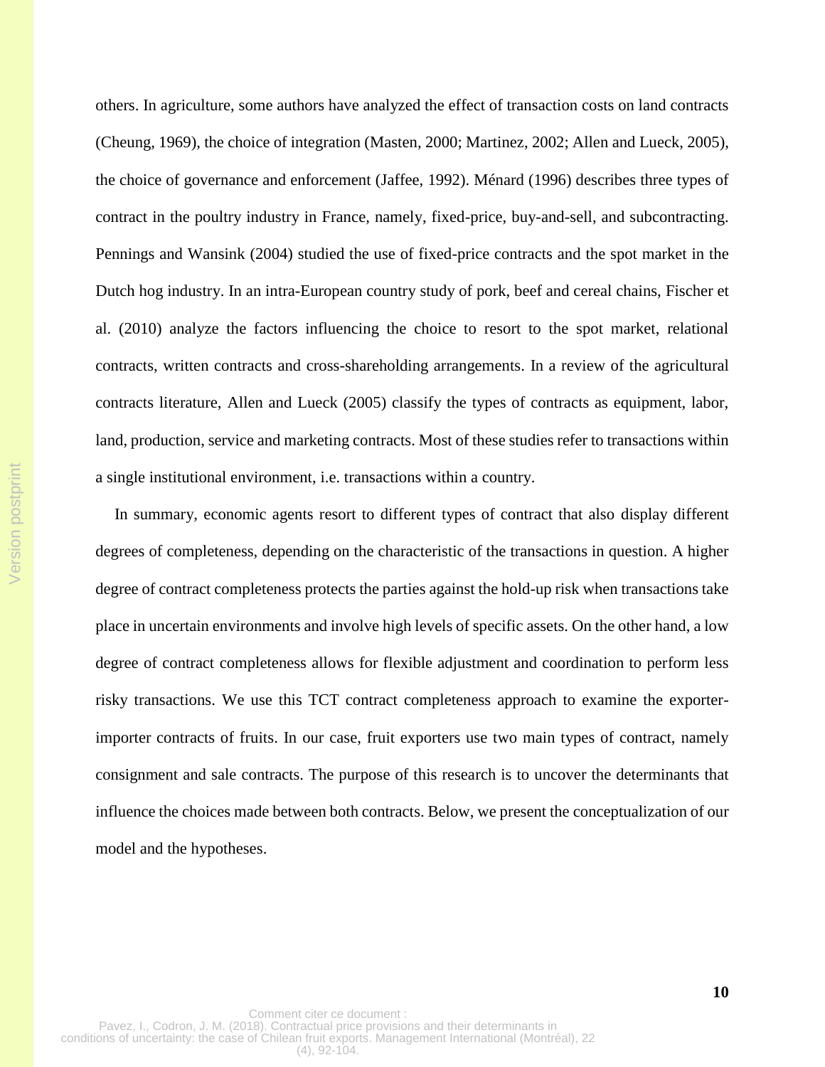others. In agriculture, some authors have analyzed the effect of transaction costs on land contracts (Cheung, 1969), the choice of integration (Masten, 2000; Martinez, 2002; Allen and Lueck, 2005), the choice of governance and enforcement (Jaffee, 1992). Ménard (1996) describes three types of contract in the poultry industry in France, namely, fixed-price, buy-and-sell, and subcontracting. Pennings and Wansink (2004) studied the use of fixed-price contracts and the spot market in the Dutch hog industry. In an intra-European country study of pork, beef and cereal chains, Fischer et al. (2010) analyze the factors influencing the choice to resort to the spot market, relational contracts, written contracts and cross-shareholding arrangements. In a review of the agricultural contracts literature, Allen and Lueck (2005) classify the types of contracts as equipment, labor, land, production, service and marketing contracts. Most of these studies refer to transactions within a single institutional environment, i.e. transactions within a country.

In summary, economic agents resort to different types of contract that also display different degrees of completeness, depending on the characteristic of the transactions in question. A higher degree of contract completeness protects the parties against the hold-up risk when transactions take place in uncertain environments and involve high levels of specific assets. On the other hand, a low degree of contract completeness allows for flexible adjustment and coordination to perform less risky transactions. We use this TCT contract completeness approach to examine the exporter-importer contracts of fruits. In our case, fruit exporters use two main types of contract, namely consignment and sale contracts. The purpose of this research is to uncover the determinants that influence the choices made between both contracts. Below, we present the conceptualization of our model and the hypotheses.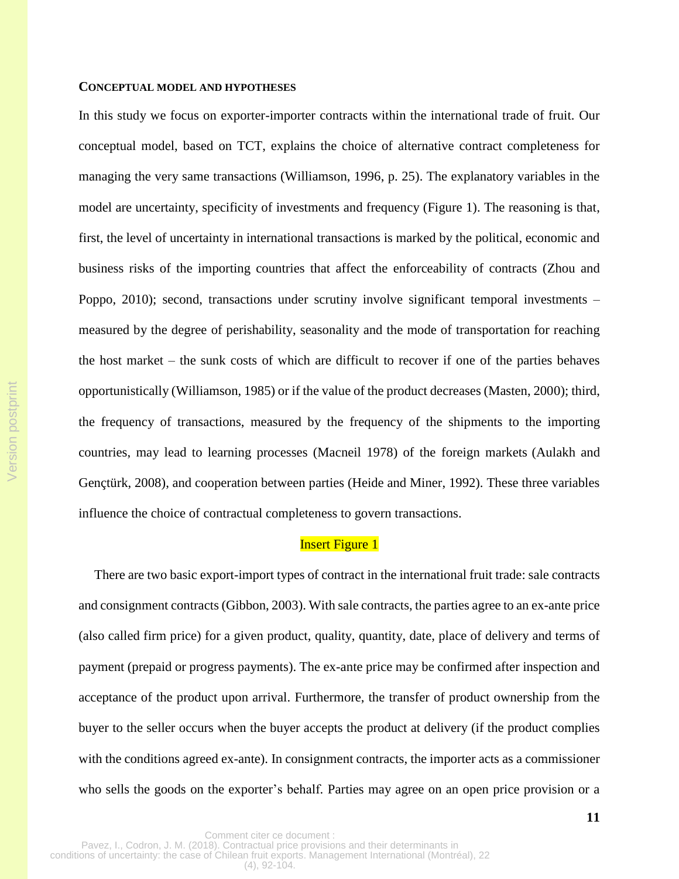### CONCEPTUAL MODEL AND HYPOTHESES

In this study we focus on exporter-importer contracts within the international trade of fruit. Our conceptual model, based on TCT, explains the choice of alternative contract completeness for managing the very same transactions (Williamson, 1996, p. 25). The explanatory variables in the model are uncertainty, specificity of investments and frequency (Figure 1). The reasoning is that, first, the level of uncertainty in international transactions is marked by the political, economic and business risks of the importing countries that affect the enforceability of contracts (Zhou and Poppo, 2010); second, transactions under scrutiny involve significant temporal investments – measured by the degree of perishability, seasonality and the mode of transportation for reaching the host market – the sunk costs of which are difficult to recover if one of the parties behaves opportunistically (Williamson, 1985) or if the value of the product decreases (Masten, 2000); third, the frequency of transactions, measured by the frequency of the shipments to the importing countries, may lead to learning processes (Macneil 1978) of the foreign markets (Aulakh and Gençtürk, 2008), and cooperation between parties (Heide and Miner, 1992). These three variables influence the choice of contractual completeness to govern transactions.

Insert Figure 1

There are two basic export-import types of contract in the international fruit trade: sale contracts and consignment contracts (Gibbon, 2003). With sale contracts, the parties agree to an ex-ante price (also called firm price) for a given product, quality, quantity, date, place of delivery and terms of payment (prepaid or progress payments). The ex-ante price may be confirmed after inspection and acceptance of the product upon arrival. Furthermore, the transfer of product ownership from the buyer to the seller occurs when the buyer accepts the product at delivery (if the product complies with the conditions agreed ex-ante). In consignment contracts, the importer acts as a commissioner who sells the goods on the exporter's behalf. Parties may agree on an open price provision or a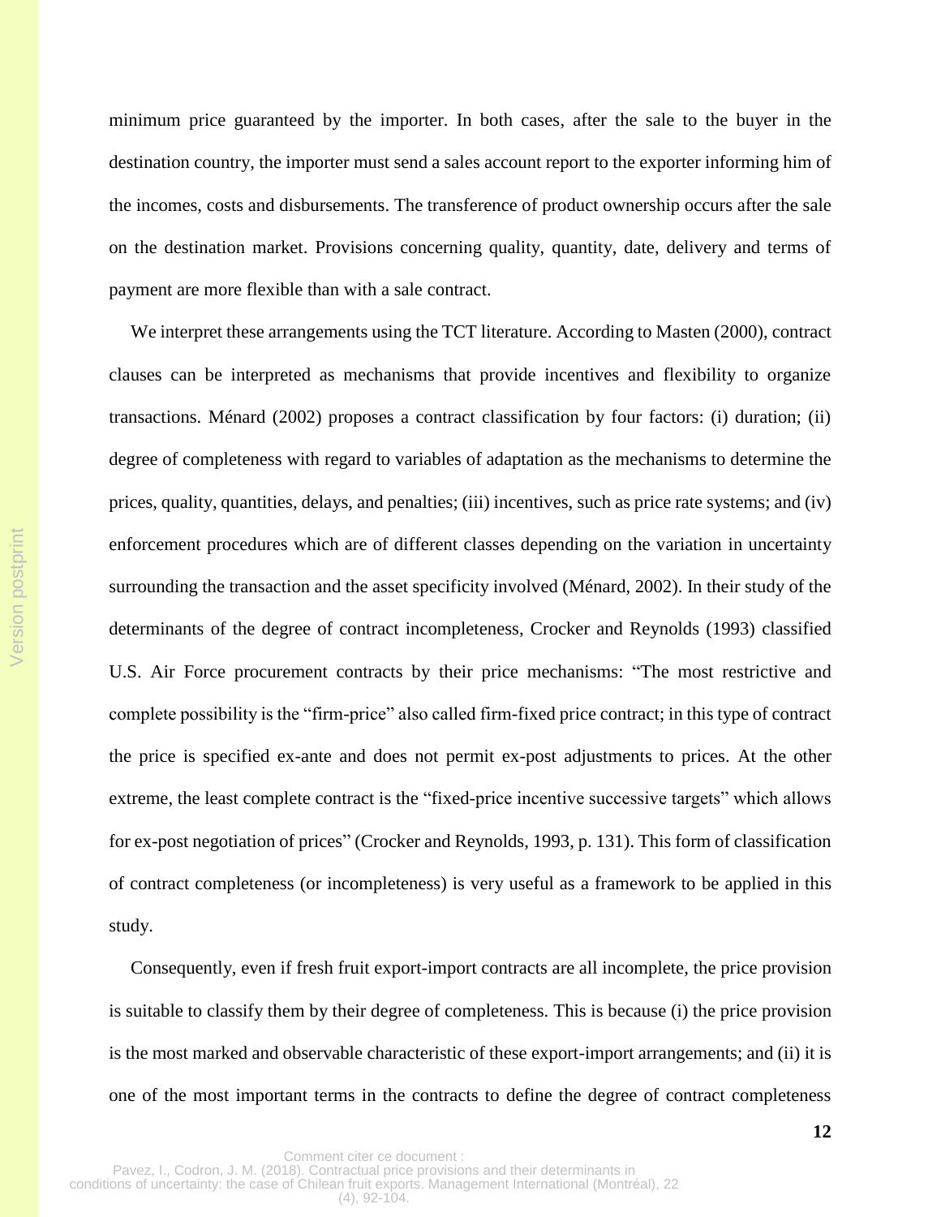minimum price guaranteed by the importer. In both cases, after the sale to the buyer in the destination country, the importer must send a sales account report to the exporter informing him of the incomes, costs and disbursements. The transference of product ownership occurs after the sale on the destination market. Provisions concerning quality, quantity, date, delivery and terms of payment are more flexible than with a sale contract.

We interpret these arrangements using the TCT literature. According to Masten (2000), contract clauses can be interpreted as mechanisms that provide incentives and flexibility to organize transactions. Ménard (2002) proposes a contract classification by four factors: (i) duration; (ii) degree of completeness with regard to variables of adaptation as the mechanisms to determine the prices, quality, quantities, delays, and penalties; (iii) incentives, such as price rate systems; and (iv) enforcement procedures which are of different classes depending on the variation in uncertainty surrounding the transaction and the asset specificity involved (Ménard, 2002). In their study of the determinants of the degree of contract incompleteness, Crocker and Reynolds (1993) classified U.S. Air Force procurement contracts by their price mechanisms: "The most restrictive and complete possibility is the "firm-price" also called firm-fixed price contract; in this type of contract the price is specified ex-ante and does not permit ex-post adjustments to prices. At the other extreme, the least complete contract is the "fixed-price incentive successive targets" which allows for ex-post negotiation of prices" (Crocker and Reynolds, 1993, p. 131). This form of classification of contract completeness (or incompleteness) is very useful as a framework to be applied in this study.

Consequently, even if fresh fruit export-import contracts are all incomplete, the price provision is suitable to classify them by their degree of completeness. This is because (i) the price provision is the most marked and observable characteristic of these export-import arrangements; and (ii) it is one of the most important terms in the contracts to define the degree of contract completeness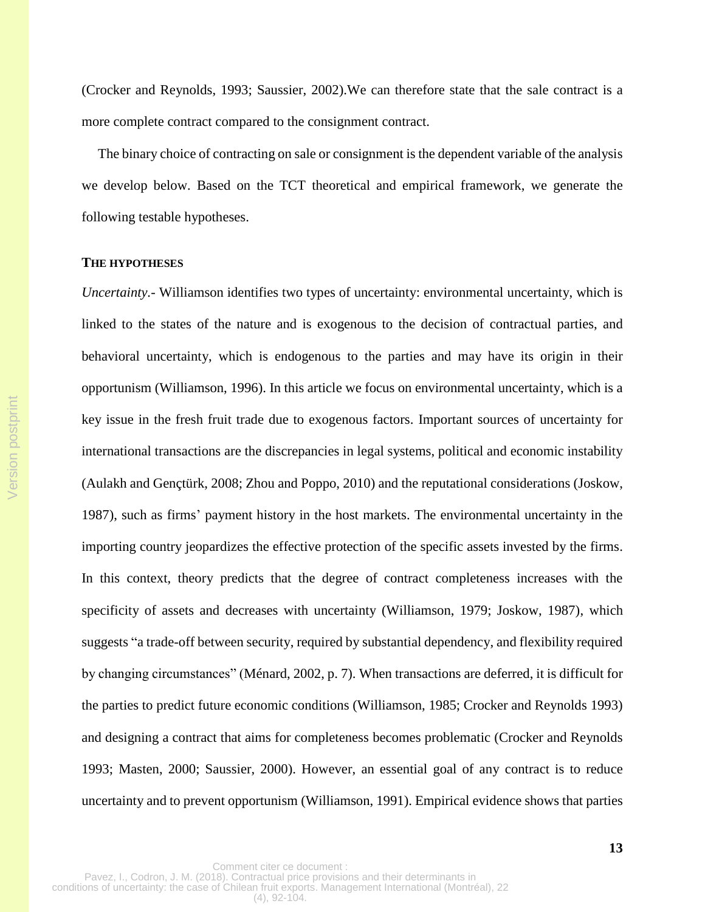(Crocker and Reynolds, 1993; Saussier, 2002).We can therefore state that the sale contract is a more complete contract compared to the consignment contract.

The binary choice of contracting on sale or consignment is the dependent variable of the analysis we develop below. Based on the TCT theoretical and empirical framework, we generate the following testable hypotheses.

### THE HYPOTHESES

*Uncertainty*.- Williamson identifies two types of uncertainty: environmental uncertainty, which is linked to the states of the nature and is exogenous to the decision of contractual parties, and behavioral uncertainty, which is endogenous to the parties and may have its origin in their opportunism (Williamson, 1996). In this article we focus on environmental uncertainty, which is a key issue in the fresh fruit trade due to exogenous factors. Important sources of uncertainty for international transactions are the discrepancies in legal systems, political and economic instability (Aulakh and Gençtürk, 2008; Zhou and Poppo, 2010) and the reputational considerations (Joskow, 1987), such as firms' payment history in the host markets. The environmental uncertainty in the importing country jeopardizes the effective protection of the specific assets invested by the firms. In this context, theory predicts that the degree of contract completeness increases with the specificity of assets and decreases with uncertainty (Williamson, 1979; Joskow, 1987), which suggests "a trade-off between security, required by substantial dependency, and flexibility required by changing circumstances" (Ménard, 2002, p. 7). When transactions are deferred, it is difficult for the parties to predict future economic conditions (Williamson, 1985; Crocker and Reynolds 1993) and designing a contract that aims for completeness becomes problematic (Crocker and Reynolds 1993; Masten, 2000; Saussier, 2000). However, an essential goal of any contract is to reduce uncertainty and to prevent opportunism (Williamson, 1991). Empirical evidence shows that parties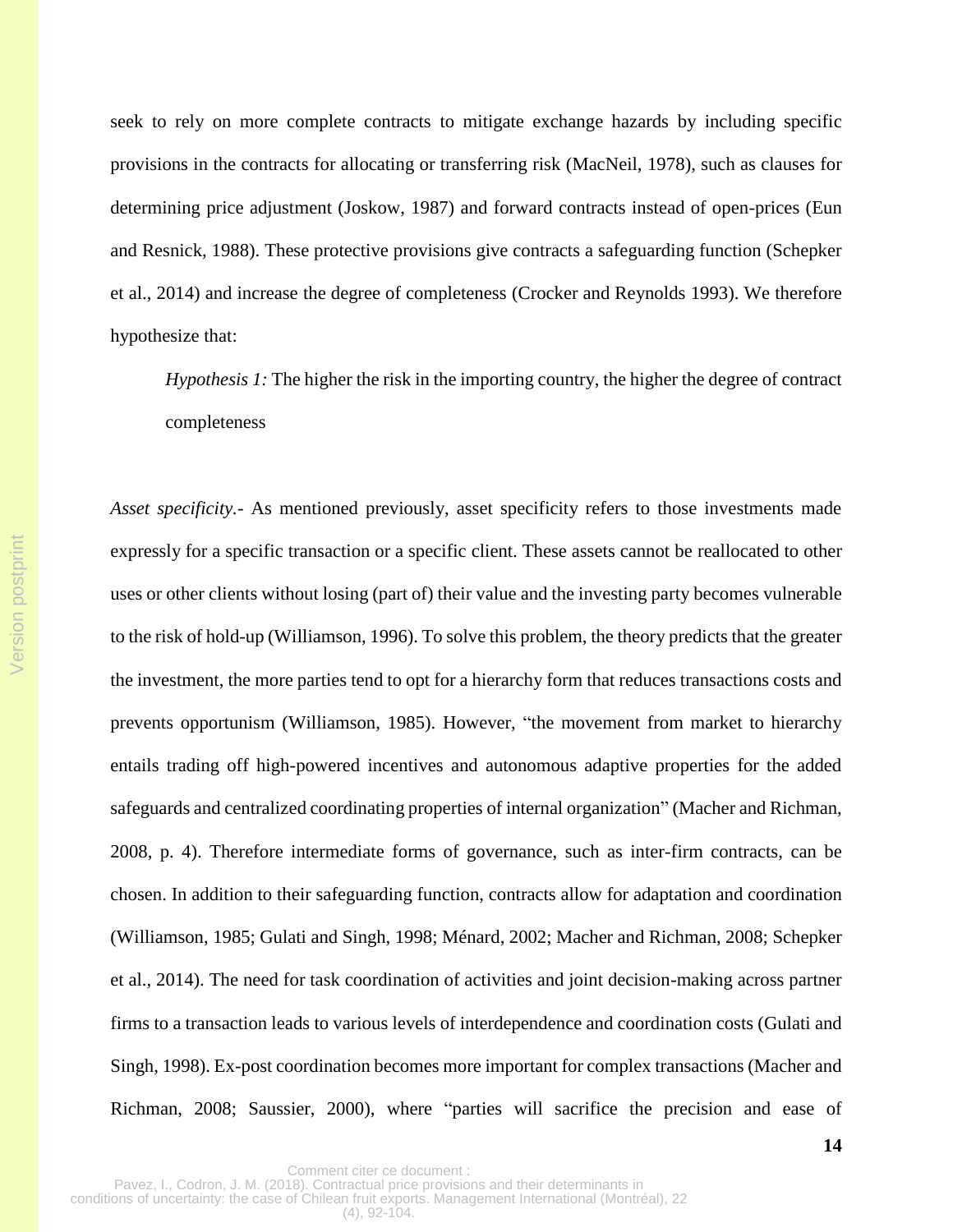seek to rely on more complete contracts to mitigate exchange hazards by including specific provisions in the contracts for allocating or transferring risk (MacNeil, 1978), such as clauses for determining price adjustment (Joskow, 1987) and forward contracts instead of open-prices (Eun and Resnick, 1988). These protective provisions give contracts a safeguarding function (Schepker et al., 2014) and increase the degree of completeness (Crocker and Reynolds 1993). We therefore hypothesize that:

> *Hypothesis 1:* The higher the risk in the importing country, the higher the degree of contract completeness

*Asset specificity.-* As mentioned previously, asset specificity refers to those investments made expressly for a specific transaction or a specific client. These assets cannot be reallocated to other uses or other clients without losing (part of) their value and the investing party becomes vulnerable to the risk of hold-up (Williamson, 1996). To solve this problem, the theory predicts that the greater the investment, the more parties tend to opt for a hierarchy form that reduces transactions costs and prevents opportunism (Williamson, 1985). However, "the movement from market to hierarchy entails trading off high-powered incentives and autonomous adaptive properties for the added safeguards and centralized coordinating properties of internal organization" (Macher and Richman, 2008, p. 4). Therefore intermediate forms of governance, such as inter-firm contracts, can be chosen. In addition to their safeguarding function, contracts allow for adaptation and coordination (Williamson, 1985; Gulati and Singh, 1998; Ménard, 2002; Macher and Richman, 2008; Schepker et al., 2014). The need for task coordination of activities and joint decision-making across partner firms to a transaction leads to various levels of interdependence and coordination costs (Gulati and Singh, 1998). Ex-post coordination becomes more important for complex transactions (Macher and Richman, 2008; Saussier, 2000), where "parties will sacrifice the precision and ease of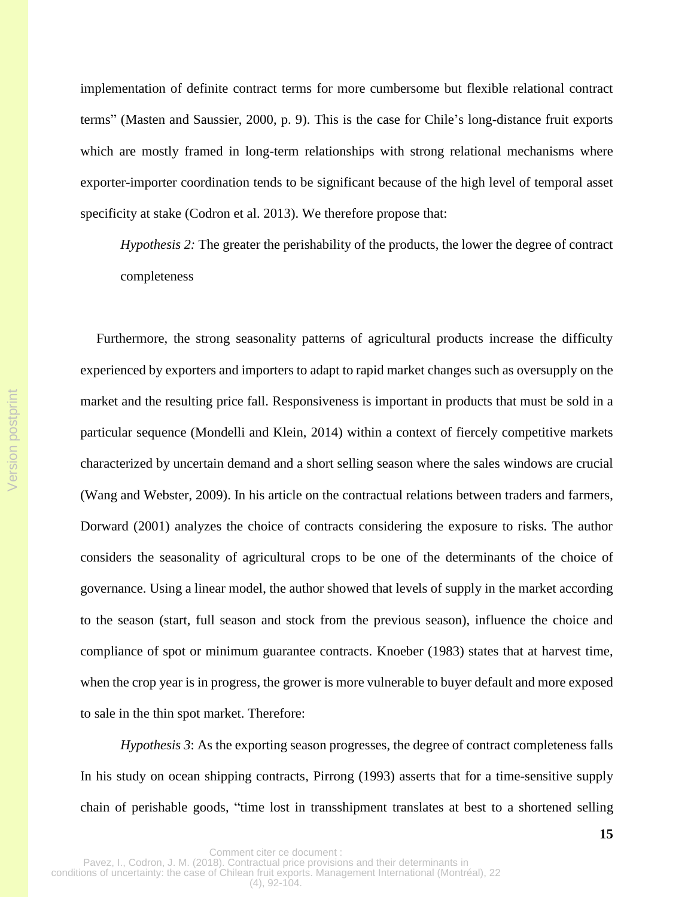implementation of definite contract terms for more cumbersome but flexible relational contract terms" (Masten and Saussier, 2000, p. 9). This is the case for Chile's long-distance fruit exports which are mostly framed in long-term relationships with strong relational mechanisms where exporter-importer coordination tends to be significant because of the high level of temporal asset specificity at stake (Codron et al. 2013). We therefore propose that:

*Hypothesis 2:* The greater the perishability of the products, the lower the degree of contract completeness

Furthermore, the strong seasonality patterns of agricultural products increase the difficulty experienced by exporters and importers to adapt to rapid market changes such as oversupply on the market and the resulting price fall. Responsiveness is important in products that must be sold in a particular sequence (Mondelli and Klein, 2014) within a context of fiercely competitive markets characterized by uncertain demand and a short selling season where the sales windows are crucial (Wang and Webster, 2009). In his article on the contractual relations between traders and farmers, Dorward (2001) analyzes the choice of contracts considering the exposure to risks. The author considers the seasonality of agricultural crops to be one of the determinants of the choice of governance. Using a linear model, the author showed that levels of supply in the market according to the season (start, full season and stock from the previous season), influence the choice and compliance of spot or minimum guarantee contracts. Knoeber (1983) states that at harvest time, when the crop year is in progress, the grower is more vulnerable to buyer default and more exposed to sale in the thin spot market. Therefore:

*Hypothesis 3*: As the exporting season progresses, the degree of contract completeness falls

In his study on ocean shipping contracts, Pirrong (1993) asserts that for a time-sensitive supply chain of perishable goods, "time lost in transshipment translates at best to a shortened selling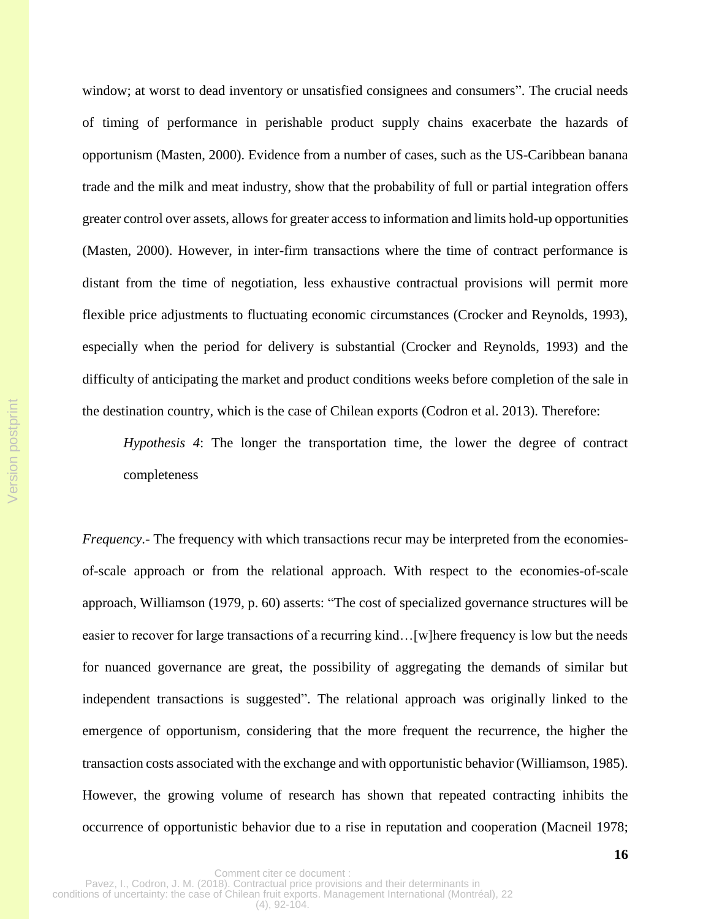window; at worst to dead inventory or unsatisfied consignees and consumers". The crucial needs of timing of performance in perishable product supply chains exacerbate the hazards of opportunism (Masten, 2000). Evidence from a number of cases, such as the US-Caribbean banana trade and the milk and meat industry, show that the probability of full or partial integration offers greater control over assets, allows for greater access to information and limits hold-up opportunities (Masten, 2000). However, in inter-firm transactions where the time of contract performance is distant from the time of negotiation, less exhaustive contractual provisions will permit more flexible price adjustments to fluctuating economic circumstances (Crocker and Reynolds, 1993), especially when the period for delivery is substantial (Crocker and Reynolds, 1993) and the difficulty of anticipating the market and product conditions weeks before completion of the sale in the destination country, which is the case of Chilean exports (Codron et al. 2013). Therefore:

> *Hypothesis 4*: The longer the transportation time, the lower the degree of contract completeness

*Frequency*.- The frequency with which transactions recur may be interpreted from the economies-of-scale approach or from the relational approach. With respect to the economies-of-scale approach, Williamson (1979, p. 60) asserts: "The cost of specialized governance structures will be easier to recover for large transactions of a recurring kind…[w]here frequency is low but the needs for nuanced governance are great, the possibility of aggregating the demands of similar but independent transactions is suggested". The relational approach was originally linked to the emergence of opportunism, considering that the more frequent the recurrence, the higher the transaction costs associated with the exchange and with opportunistic behavior (Williamson, 1985). However, the growing volume of research has shown that repeated contracting inhibits the occurrence of opportunistic behavior due to a rise in reputation and cooperation (Macneil 1978;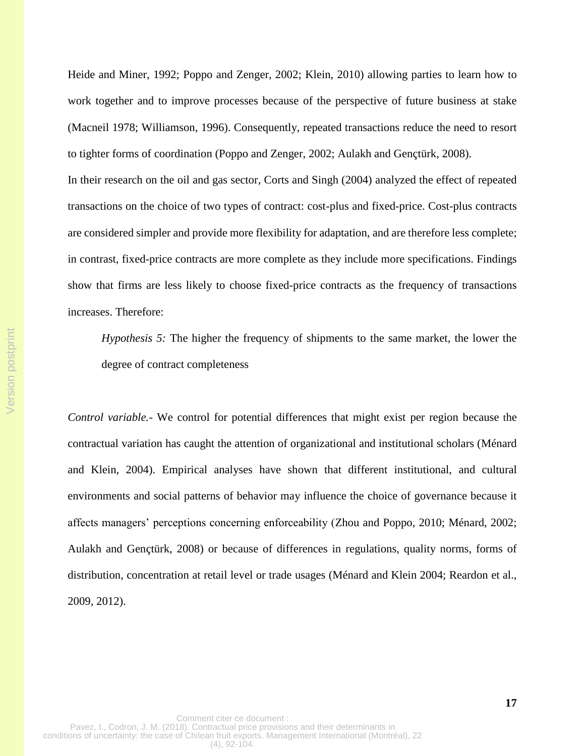Heide and Miner, 1992; Poppo and Zenger, 2002; Klein, 2010) allowing parties to learn how to work together and to improve processes because of the perspective of future business at stake (Macneil 1978; Williamson, 1996). Consequently, repeated transactions reduce the need to resort to tighter forms of coordination (Poppo and Zenger, 2002; Aulakh and Gençtürk, 2008).

In their research on the oil and gas sector, Corts and Singh (2004) analyzed the effect of repeated transactions on the choice of two types of contract: cost-plus and fixed-price. Cost-plus contracts are considered simpler and provide more flexibility for adaptation, and are therefore less complete; in contrast, fixed-price contracts are more complete as they include more specifications. Findings show that firms are less likely to choose fixed-price contracts as the frequency of transactions increases. Therefore:

> *Hypothesis 5:* The higher the frequency of shipments to the same market, the lower the degree of contract completeness

*Control variable.-* We control for potential differences that might exist per region because the contractual variation has caught the attention of organizational and institutional scholars (Ménard and Klein, 2004). Empirical analyses have shown that different institutional, and cultural environments and social patterns of behavior may influence the choice of governance because it affects managers' perceptions concerning enforceability (Zhou and Poppo, 2010; Ménard, 2002; Aulakh and Gençtürk, 2008) or because of differences in regulations, quality norms, forms of distribution, concentration at retail level or trade usages (Ménard and Klein 2004; Reardon et al., 2009, 2012).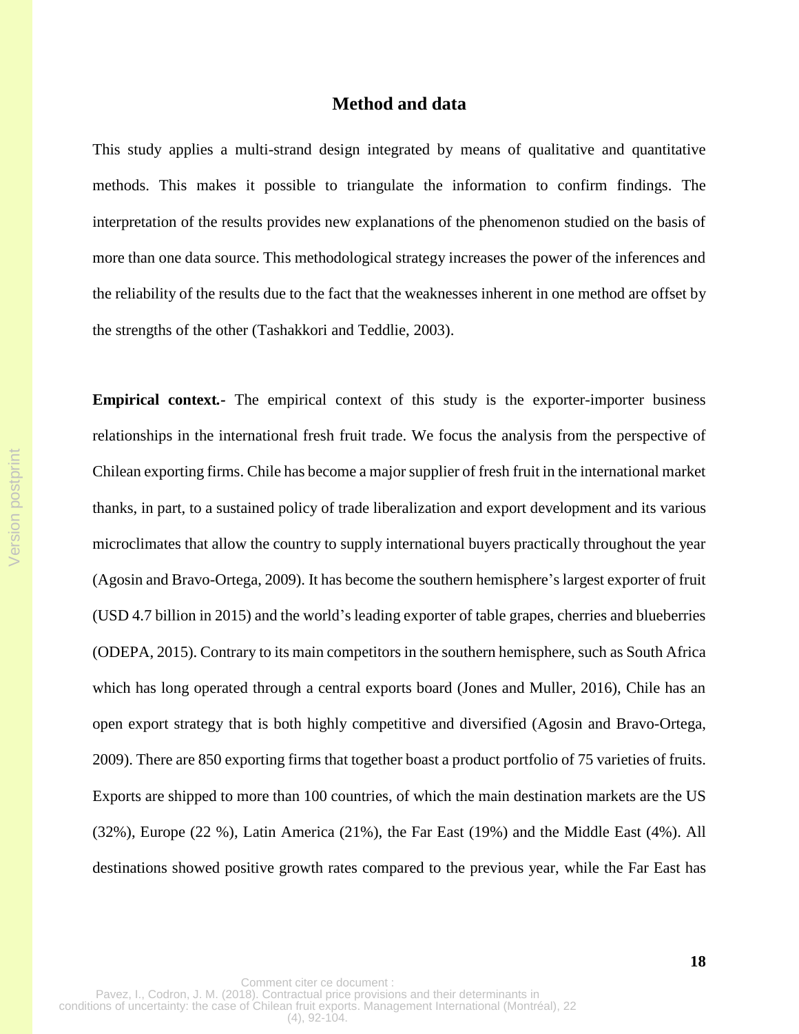## Method and data

This study applies a multi-strand design integrated by means of qualitative and quantitative methods. This makes it possible to triangulate the information to confirm findings. The interpretation of the results provides new explanations of the phenomenon studied on the basis of more than one data source. This methodological strategy increases the power of the inferences and the reliability of the results due to the fact that the weaknesses inherent in one method are offset by the strengths of the other (Tashakkori and Teddlie, 2003).

**Empirical context.-** The empirical context of this study is the exporter-importer business relationships in the international fresh fruit trade. We focus the analysis from the perspective of Chilean exporting firms. Chile has become a major supplier of fresh fruit in the international market thanks, in part, to a sustained policy of trade liberalization and export development and its various microclimates that allow the country to supply international buyers practically throughout the year (Agosin and Bravo-Ortega, 2009). It has become the southern hemisphere's largest exporter of fruit (USD 4.7 billion in 2015) and the world's leading exporter of table grapes, cherries and blueberries (ODEPA, 2015). Contrary to its main competitors in the southern hemisphere, such as South Africa which has long operated through a central exports board (Jones and Muller, 2016), Chile has an open export strategy that is both highly competitive and diversified (Agosin and Bravo-Ortega, 2009). There are 850 exporting firms that together boast a product portfolio of 75 varieties of fruits. Exports are shipped to more than 100 countries, of which the main destination markets are the US (32%), Europe (22 %), Latin America (21%), the Far East (19%) and the Middle East (4%). All destinations showed positive growth rates compared to the previous year, while the Far East has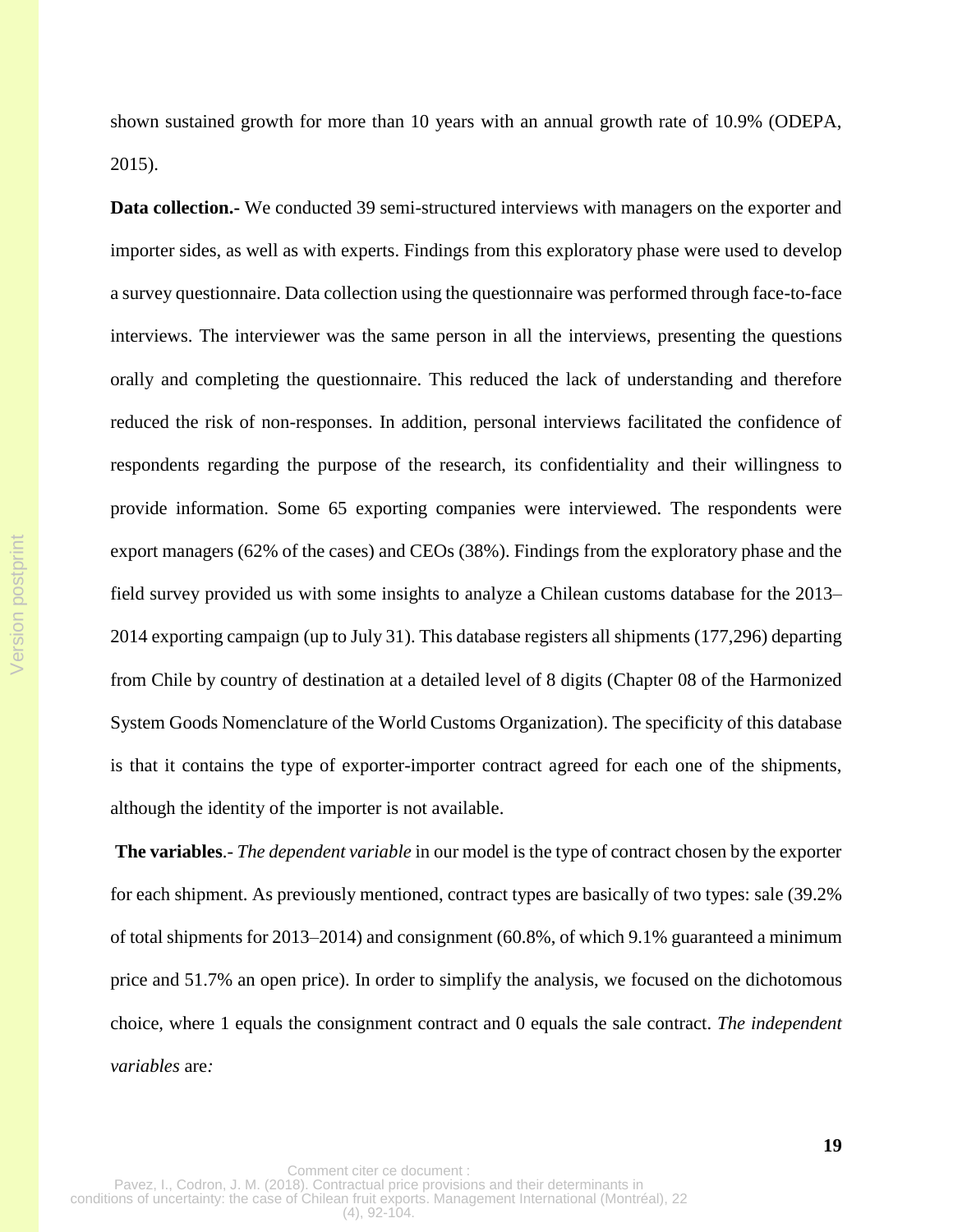shown sustained growth for more than 10 years with an annual growth rate of 10.9% (ODEPA, 2015).

**Data collection.-** We conducted 39 semi-structured interviews with managers on the exporter and importer sides, as well as with experts. Findings from this exploratory phase were used to develop a survey questionnaire. Data collection using the questionnaire was performed through face-to-face interviews. The interviewer was the same person in all the interviews, presenting the questions orally and completing the questionnaire. This reduced the lack of understanding and therefore reduced the risk of non-responses. In addition, personal interviews facilitated the confidence of respondents regarding the purpose of the research, its confidentiality and their willingness to provide information. Some 65 exporting companies were interviewed. The respondents were export managers (62% of the cases) and CEOs (38%). Findings from the exploratory phase and the field survey provided us with some insights to analyze a Chilean customs database for the 2013–2014 exporting campaign (up to July 31). This database registers all shipments (177,296) departing from Chile by country of destination at a detailed level of 8 digits (Chapter 08 of the Harmonized System Goods Nomenclature of the World Customs Organization). The specificity of this database is that it contains the type of exporter-importer contract agreed for each one of the shipments, although the identity of the importer is not available.

**The variables**.- *The dependent variable* in our model is the type of contract chosen by the exporter for each shipment. As previously mentioned, contract types are basically of two types: sale (39.2% of total shipments for 2013–2014) and consignment (60.8%, of which 9.1% guaranteed a minimum price and 51.7% an open price). In order to simplify the analysis, we focused on the dichotomous choice, where 1 equals the consignment contract and 0 equals the sale contract. *The independent variables* are*:*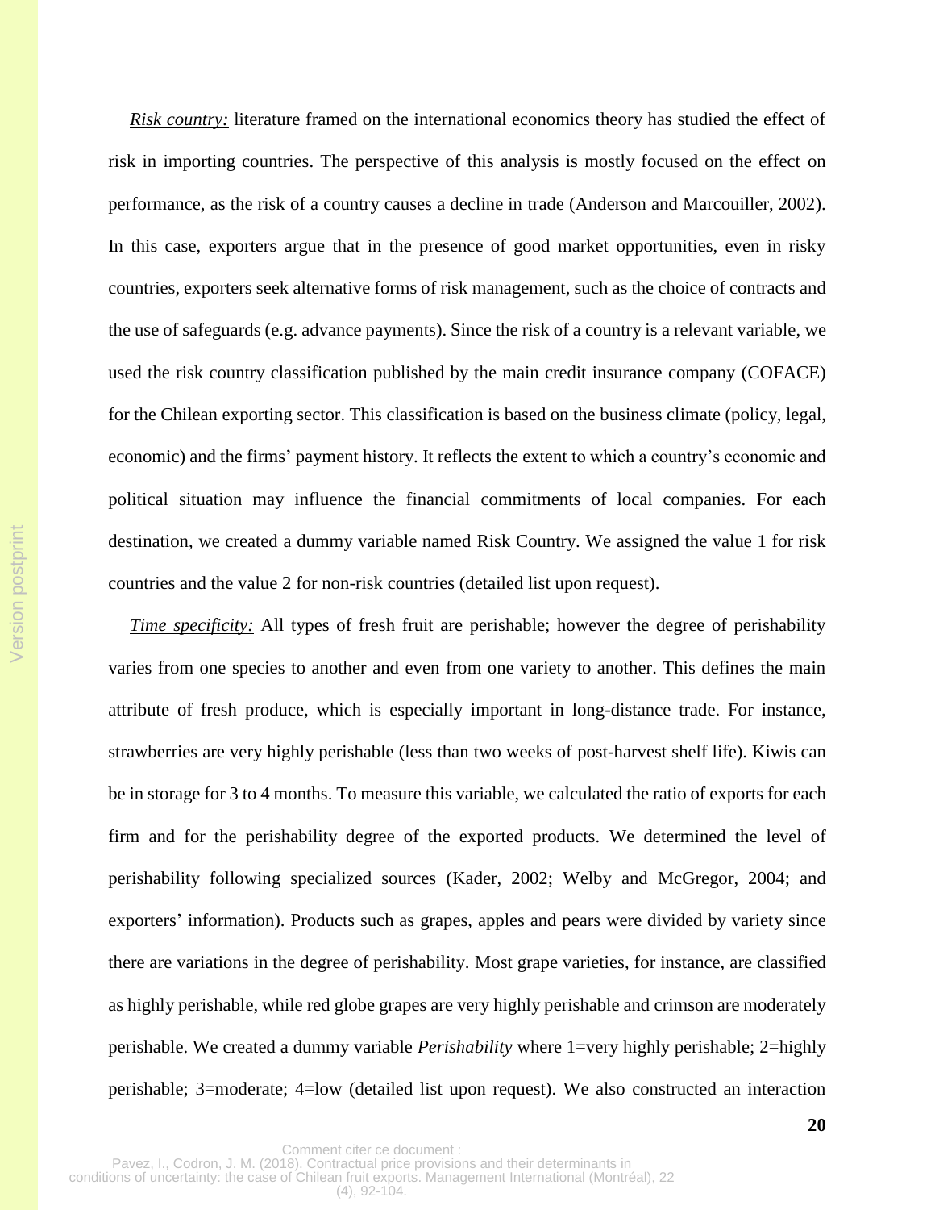*Risk country:* literature framed on the international economics theory has studied the effect of risk in importing countries. The perspective of this analysis is mostly focused on the effect on performance, as the risk of a country causes a decline in trade (Anderson and Marcouiller, 2002). In this case, exporters argue that in the presence of good market opportunities, even in risky countries, exporters seek alternative forms of risk management, such as the choice of contracts and the use of safeguards (e.g. advance payments). Since the risk of a country is a relevant variable, we used the risk country classification published by the main credit insurance company (COFACE) for the Chilean exporting sector. This classification is based on the business climate (policy, legal, economic) and the firms' payment history. It reflects the extent to which a country's economic and political situation may influence the financial commitments of local companies. For each destination, we created a dummy variable named Risk Country. We assigned the value 1 for risk countries and the value 2 for non-risk countries (detailed list upon request).

*Time specificity:* All types of fresh fruit are perishable; however the degree of perishability varies from one species to another and even from one variety to another. This defines the main attribute of fresh produce, which is especially important in long-distance trade. For instance, strawberries are very highly perishable (less than two weeks of post-harvest shelf life). Kiwis can be in storage for 3 to 4 months. To measure this variable, we calculated the ratio of exports for each firm and for the perishability degree of the exported products. We determined the level of perishability following specialized sources (Kader, 2002; Welby and McGregor, 2004; and exporters' information). Products such as grapes, apples and pears were divided by variety since there are variations in the degree of perishability. Most grape varieties, for instance, are classified as highly perishable, while red globe grapes are very highly perishable and crimson are moderately perishable. We created a dummy variable *Perishability* where 1=very highly perishable; 2=highly perishable; 3=moderate; 4=low (detailed list upon request). We also constructed an interaction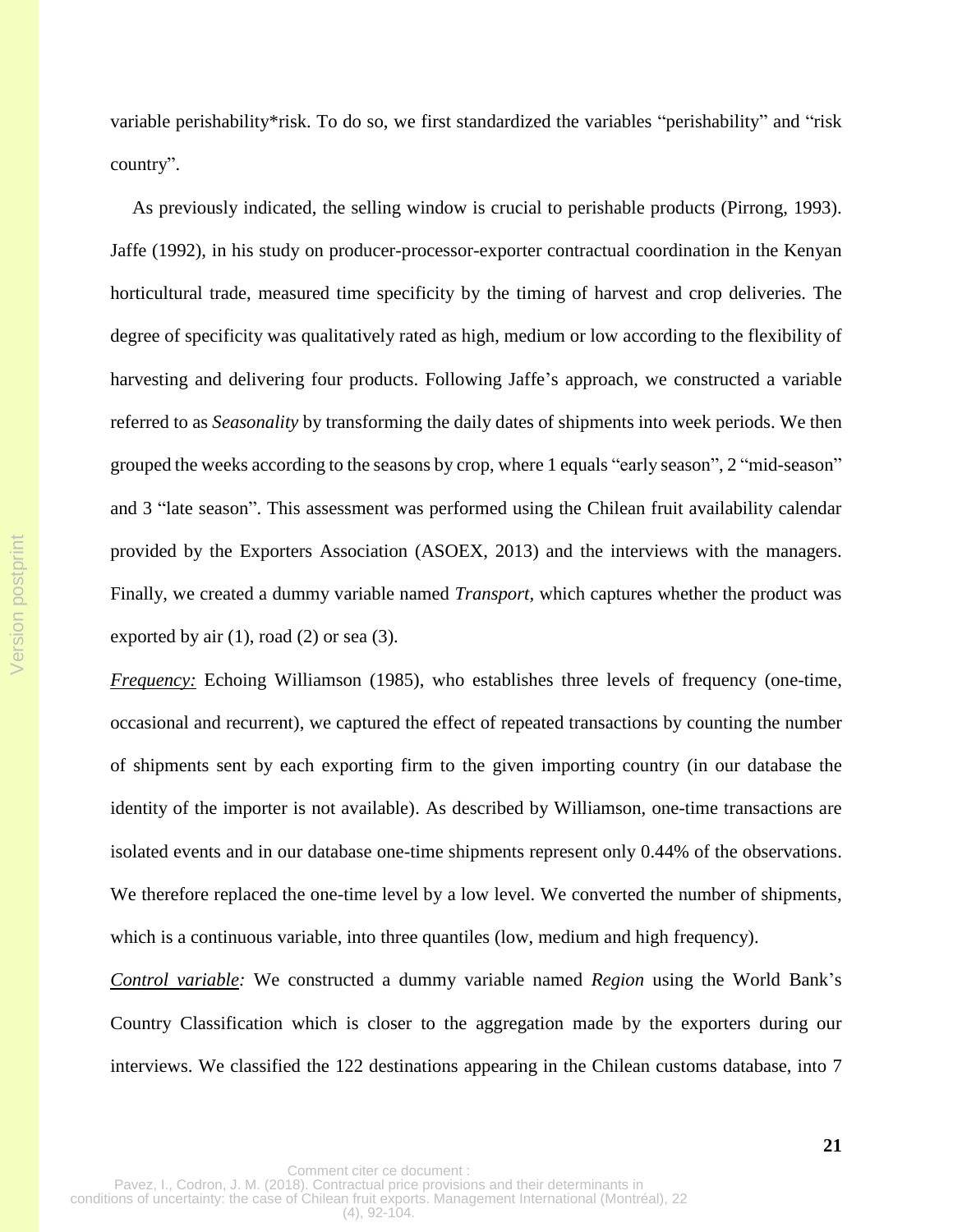variable perishability*risk. To do so, we first standardized the variables "perishability" and "risk country".

As previously indicated, the selling window is crucial to perishable products (Pirrong, 1993). Jaffe (1992), in his study on producer-processor-exporter contractual coordination in the Kenyan horticultural trade, measured time specificity by the timing of harvest and crop deliveries. The degree of specificity was qualitatively rated as high, medium or low according to the flexibility of harvesting and delivering four products. Following Jaffe's approach, we constructed a variable referred to as *Seasonality* by transforming the daily dates of shipments into week periods. We then grouped the weeks according to the seasons by crop, where 1 equals "early season", 2 "mid-season" and 3 "late season". This assessment was performed using the Chilean fruit availability calendar provided by the Exporters Association (ASOEX, 2013) and the interviews with the managers. Finally, we created a dummy variable named *Transport*, which captures whether the product was exported by air (1), road (2) or sea (3).

*Frequency:* Echoing Williamson (1985), who establishes three levels of frequency (one-time, occasional and recurrent), we captured the effect of repeated transactions by counting the number of shipments sent by each exporting firm to the given importing country (in our database the identity of the importer is not available). As described by Williamson, one-time transactions are isolated events and in our database one-time shipments represent only 0.44% of the observations. We therefore replaced the one-time level by a low level. We converted the number of shipments, which is a continuous variable, into three quantiles (low, medium and high frequency).

*Control variable:* We constructed a dummy variable named *Region* using the World Bank's Country Classification which is closer to the aggregation made by the exporters during our interviews. We classified the 122 destinations appearing in the Chilean customs database, into 7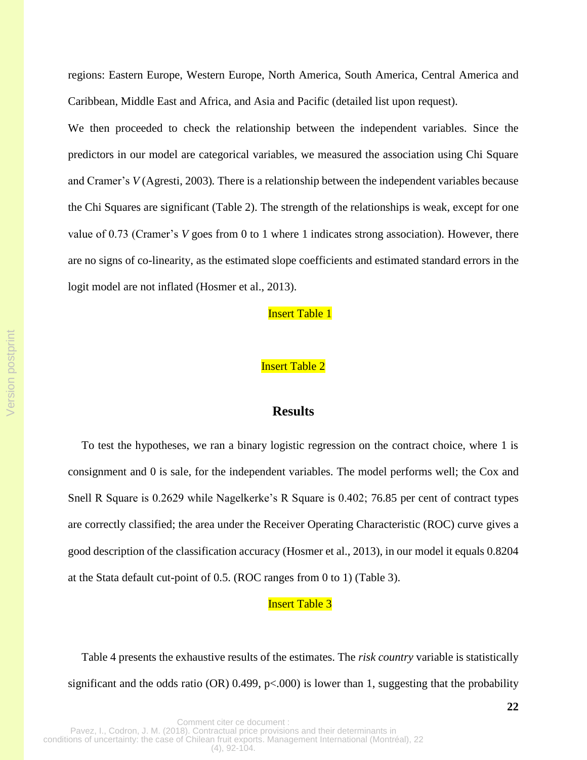regions: Eastern Europe, Western Europe, North America, South America, Central America and Caribbean, Middle East and Africa, and Asia and Pacific (detailed list upon request).

We then proceeded to check the relationship between the independent variables. Since the predictors in our model are categorical variables, we measured the association using Chi Square and Cramer's *V* (Agresti, 2003). There is a relationship between the independent variables because the Chi Squares are significant (Table 2). The strength of the relationships is weak, except for one value of 0.73 (Cramer's *V* goes from 0 to 1 where 1 indicates strong association). However, there are no signs of co-linearity, as the estimated slope coefficients and estimated standard errors in the logit model are not inflated (Hosmer et al., 2013).

Insert Table 1

Insert Table 2

## Results

To test the hypotheses, we ran a binary logistic regression on the contract choice, where 1 is consignment and 0 is sale, for the independent variables. The model performs well; the Cox and Snell R Square is 0.2629 while Nagelkerke's R Square is 0.402; 76.85 per cent of contract types are correctly classified; the area under the Receiver Operating Characteristic (ROC) curve gives a good description of the classification accuracy (Hosmer et al., 2013), in our model it equals 0.8204 at the Stata default cut-point of 0.5. (ROC ranges from 0 to 1) (Table 3).

Insert Table 3

Table 4 presents the exhaustive results of the estimates. The *risk country* variable is statistically significant and the odds ratio (OR) 0.499, $p<.000$) is lower than 1, suggesting that the probability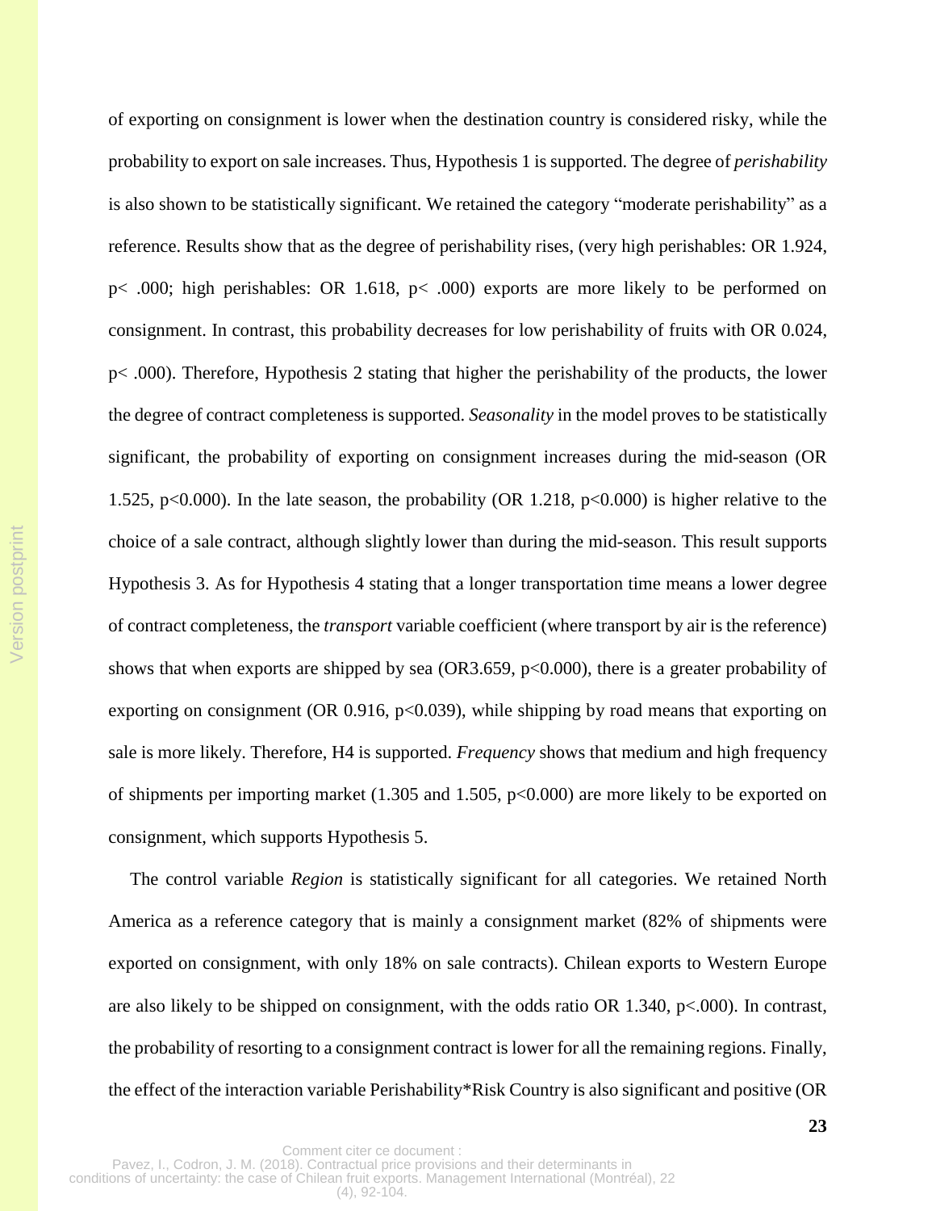of exporting on consignment is lower when the destination country is considered risky, while the probability to export on sale increases. Thus, Hypothesis 1 is supported. The degree of *perishability* is also shown to be statistically significant. We retained the category "moderate perishability" as a reference. Results show that as the degree of perishability rises, (very high perishables: OR 1.924, $p < .000$; high perishables: OR 1.618, $p < .000$) exports are more likely to be performed on consignment. In contrast, this probability decreases for low perishability of fruits with OR 0.024, $p < .000$). Therefore, Hypothesis 2 stating that higher the perishability of the products, the lower the degree of contract completeness is supported. *Seasonality* in the model proves to be statistically significant, the probability of exporting on consignment increases during the mid-season (OR 1.525, $p<0.000$). In the late season, the probability (OR 1.218, $p<0.000$) is higher relative to the choice of a sale contract, although slightly lower than during the mid-season. This result supports Hypothesis 3. As for Hypothesis 4 stating that a longer transportation time means a lower degree of contract completeness, the *transport* variable coefficient (where transport by air is the reference) shows that when exports are shipped by sea (OR3.659, $p<0.000$), there is a greater probability of exporting on consignment (OR 0.916, $p<0.039$), while shipping by road means that exporting on sale is more likely. Therefore, H4 is supported. *Frequency* shows that medium and high frequency of shipments per importing market (1.305 and 1.505, $p<0.000$) are more likely to be exported on consignment, which supports Hypothesis 5.

The control variable *Region* is statistically significant for all categories. We retained North America as a reference category that is mainly a consignment market (82% of shipments were exported on consignment, with only 18% on sale contracts). Chilean exports to Western Europe are also likely to be shipped on consignment, with the odds ratio OR 1.340, $p<.000$). In contrast, the probability of resorting to a consignment contract is lower for all the remaining regions. Finally, the effect of the interaction variable Perishability*Risk Country is also significant and positive (OR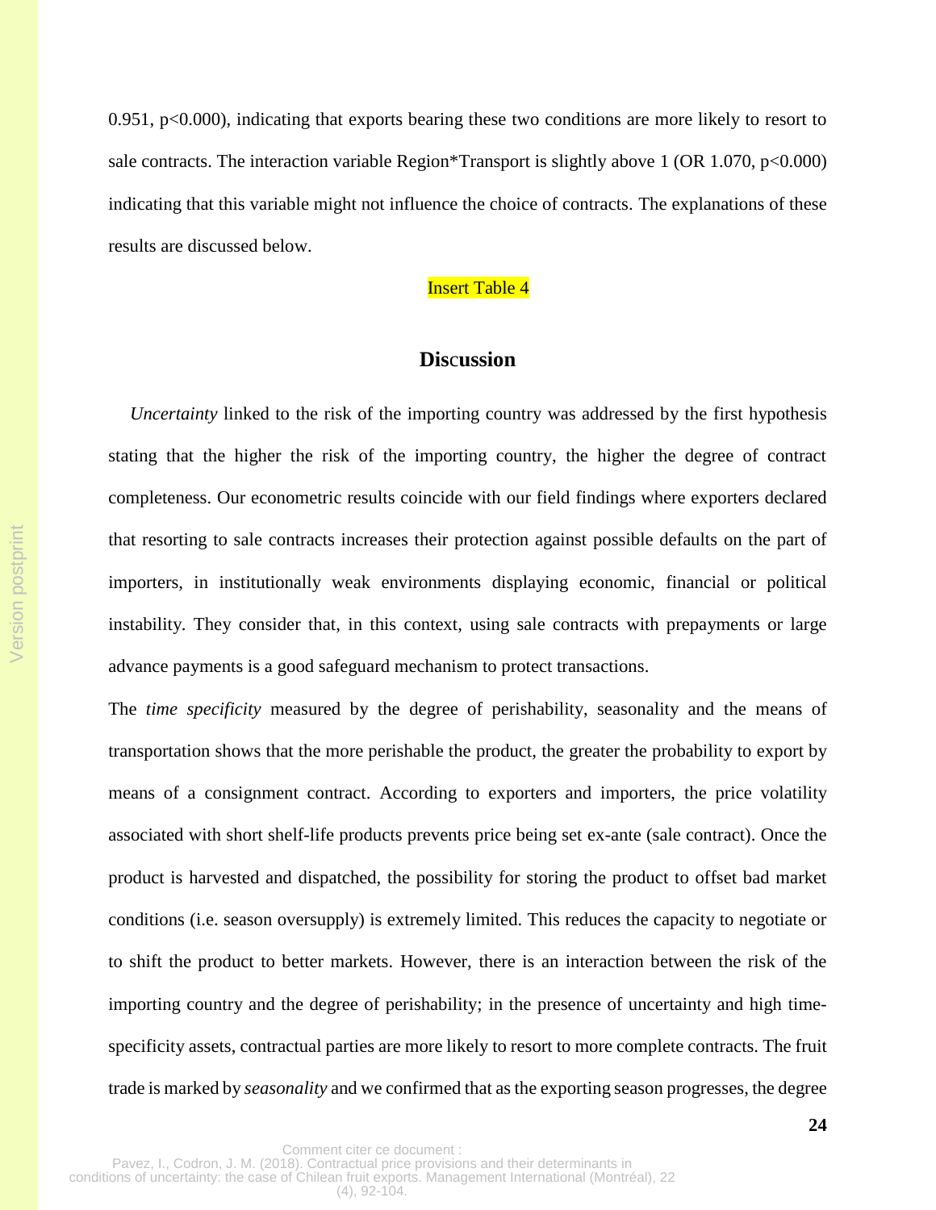0.951, p<0.000), indicating that exports bearing these two conditions are more likely to resort to sale contracts. The interaction variable Region*Transport is slightly above 1 (OR 1.070, p<0.000) indicating that this variable might not influence the choice of contracts. The explanations of these results are discussed below.

Insert Table 4

## Discussion

*Uncertainty* linked to the risk of the importing country was addressed by the first hypothesis stating that the higher the risk of the importing country, the higher the degree of contract completeness. Our econometric results coincide with our field findings where exporters declared that resorting to sale contracts increases their protection against possible defaults on the part of importers, in institutionally weak environments displaying economic, financial or political instability. They consider that, in this context, using sale contracts with prepayments or large advance payments is a good safeguard mechanism to protect transactions.

The *time specificity* measured by the degree of perishability, seasonality and the means of transportation shows that the more perishable the product, the greater the probability to export by means of a consignment contract. According to exporters and importers, the price volatility associated with short shelf-life products prevents price being set ex-ante (sale contract). Once the product is harvested and dispatched, the possibility for storing the product to offset bad market conditions (i.e. season oversupply) is extremely limited. This reduces the capacity to negotiate or to shift the product to better markets. However, there is an interaction between the risk of the importing country and the degree of perishability; in the presence of uncertainty and high time-specificity assets, contractual parties are more likely to resort to more complete contracts. The fruit trade is marked by *seasonality* and we confirmed that as the exporting season progresses, the degree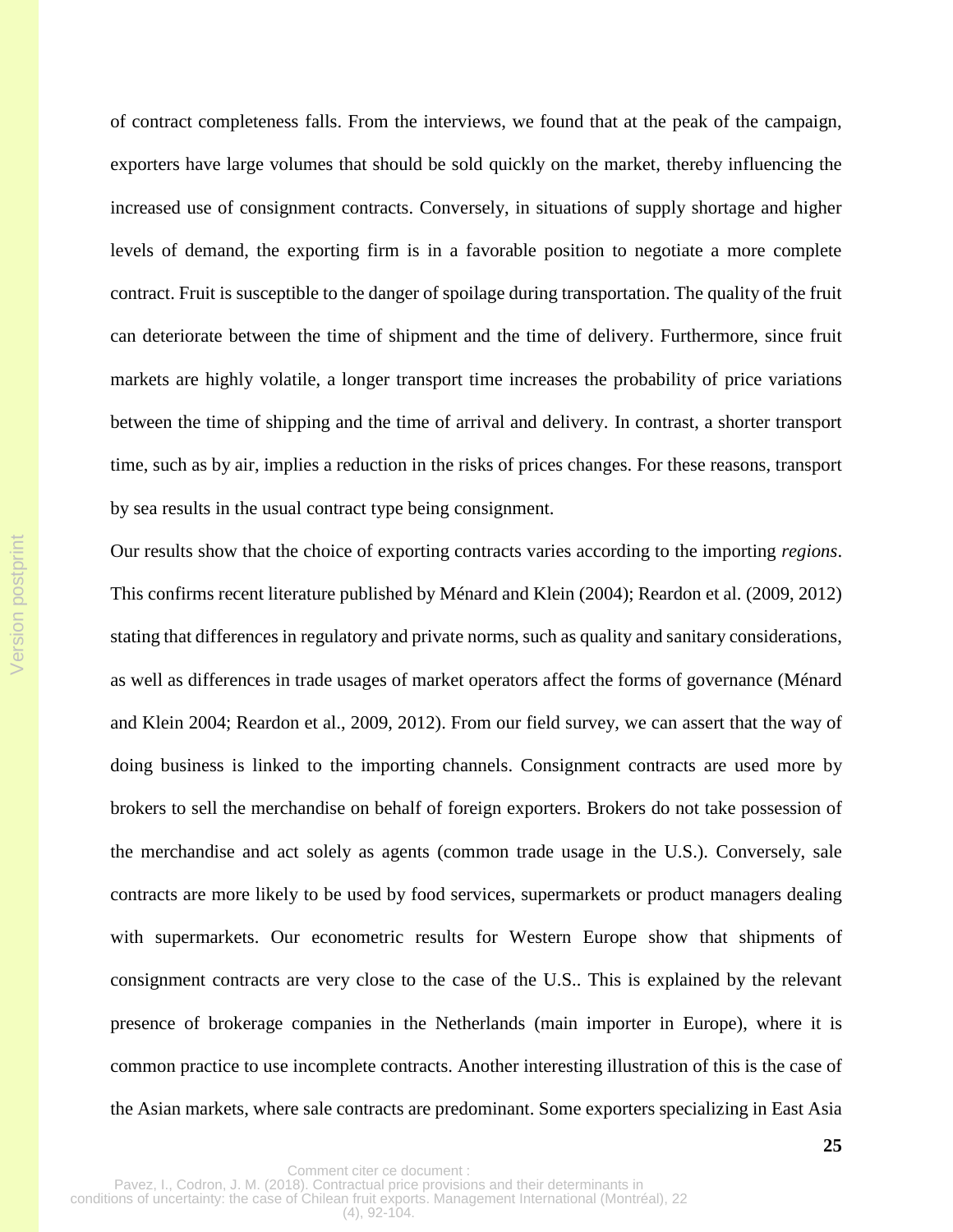of contract completeness falls. From the interviews, we found that at the peak of the campaign, exporters have large volumes that should be sold quickly on the market, thereby influencing the increased use of consignment contracts. Conversely, in situations of supply shortage and higher levels of demand, the exporting firm is in a favorable position to negotiate a more complete contract. Fruit is susceptible to the danger of spoilage during transportation. The quality of the fruit can deteriorate between the time of shipment and the time of delivery. Furthermore, since fruit markets are highly volatile, a longer transport time increases the probability of price variations between the time of shipping and the time of arrival and delivery. In contrast, a shorter transport time, such as by air, implies a reduction in the risks of prices changes. For these reasons, transport by sea results in the usual contract type being consignment.

Our results show that the choice of exporting contracts varies according to the importing *regions*. This confirms recent literature published by Ménard and Klein (2004); Reardon et al. (2009, 2012) stating that differences in regulatory and private norms, such as quality and sanitary considerations, as well as differences in trade usages of market operators affect the forms of governance (Ménard and Klein 2004; Reardon et al., 2009, 2012). From our field survey, we can assert that the way of doing business is linked to the importing channels. Consignment contracts are used more by brokers to sell the merchandise on behalf of foreign exporters. Brokers do not take possession of the merchandise and act solely as agents (common trade usage in the U.S.). Conversely, sale contracts are more likely to be used by food services, supermarkets or product managers dealing with supermarkets. Our econometric results for Western Europe show that shipments of consignment contracts are very close to the case of the U.S.. This is explained by the relevant presence of brokerage companies in the Netherlands (main importer in Europe), where it is common practice to use incomplete contracts. Another interesting illustration of this is the case of the Asian markets, where sale contracts are predominant. Some exporters specializing in East Asia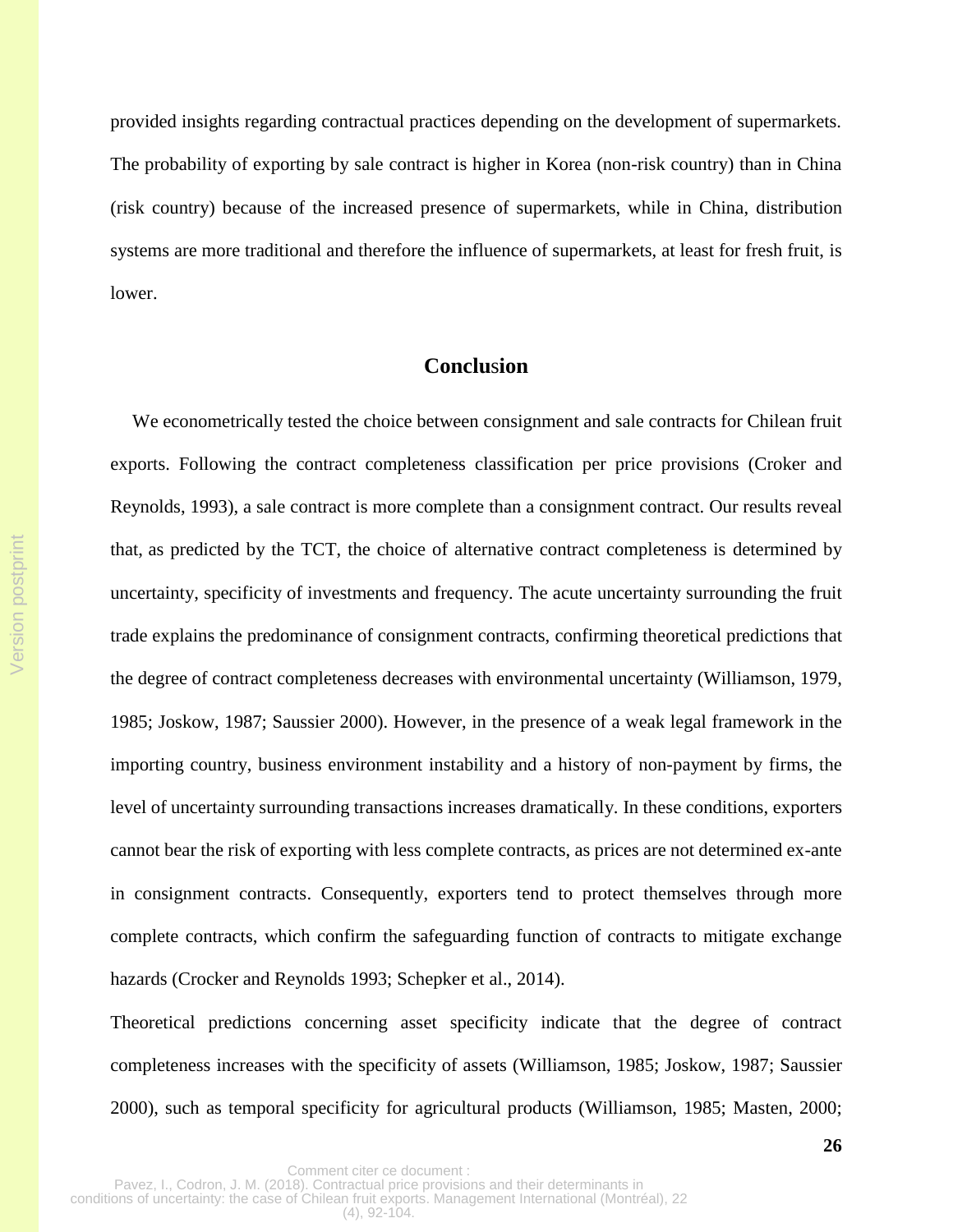provided insights regarding contractual practices depending on the development of supermarkets. The probability of exporting by sale contract is higher in Korea (non-risk country) than in China (risk country) because of the increased presence of supermarkets, while in China, distribution systems are more traditional and therefore the influence of supermarkets, at least for fresh fruit, is lower.

## Conclusion

We econometrically tested the choice between consignment and sale contracts for Chilean fruit exports. Following the contract completeness classification per price provisions (Croker and Reynolds, 1993), a sale contract is more complete than a consignment contract. Our results reveal that, as predicted by the TCT, the choice of alternative contract completeness is determined by uncertainty, specificity of investments and frequency. The acute uncertainty surrounding the fruit trade explains the predominance of consignment contracts, confirming theoretical predictions that the degree of contract completeness decreases with environmental uncertainty (Williamson, 1979, 1985; Joskow, 1987; Saussier 2000). However, in the presence of a weak legal framework in the importing country, business environment instability and a history of non-payment by firms, the level of uncertainty surrounding transactions increases dramatically. In these conditions, exporters cannot bear the risk of exporting with less complete contracts, as prices are not determined ex-ante in consignment contracts. Consequently, exporters tend to protect themselves through more complete contracts, which confirm the safeguarding function of contracts to mitigate exchange hazards (Crocker and Reynolds 1993; Schepker et al., 2014).

Theoretical predictions concerning asset specificity indicate that the degree of contract completeness increases with the specificity of assets (Williamson, 1985; Joskow, 1987; Saussier 2000), such as temporal specificity for agricultural products (Williamson, 1985; Masten, 2000;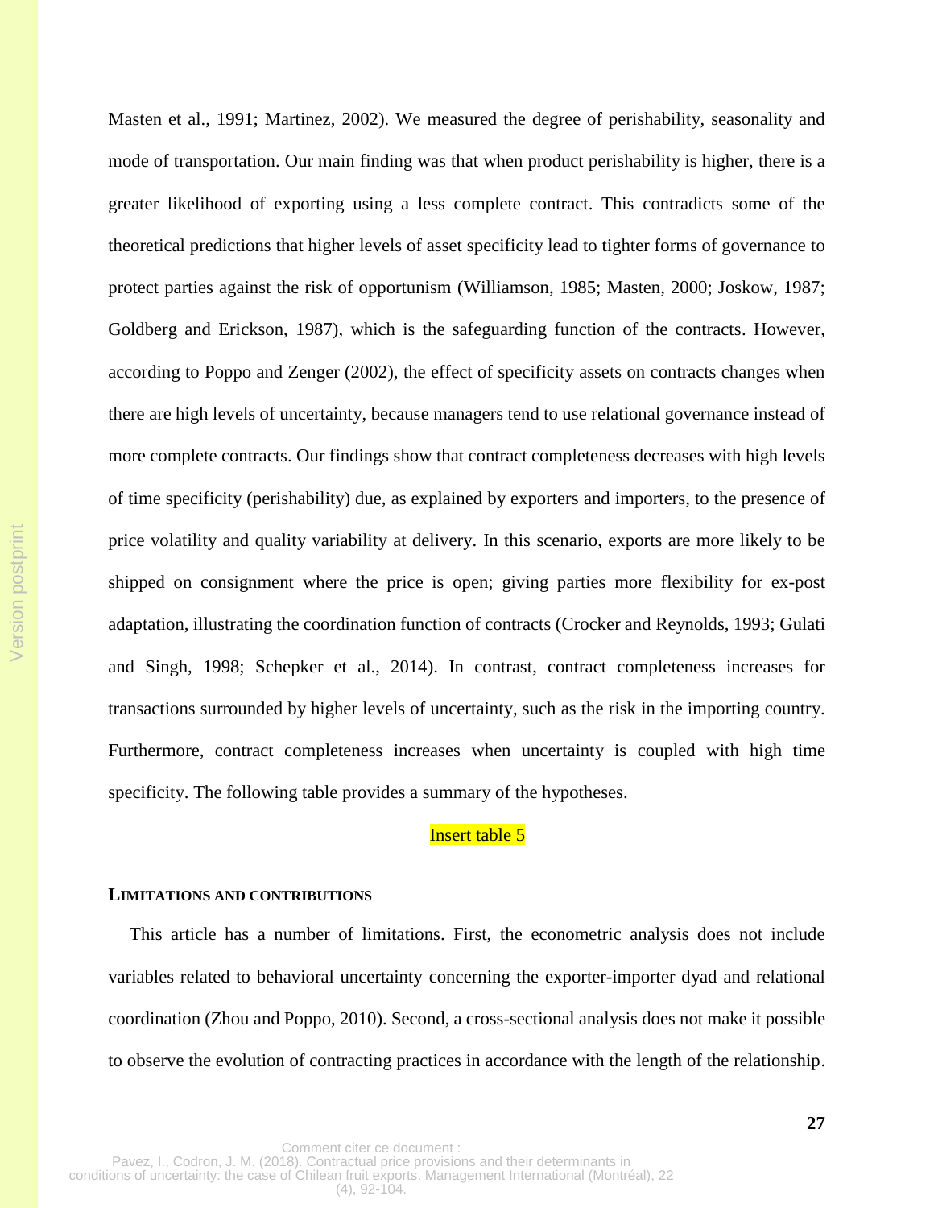Masten et al., 1991; Martinez, 2002). We measured the degree of perishability, seasonality and mode of transportation. Our main finding was that when product perishability is higher, there is a greater likelihood of exporting using a less complete contract. This contradicts some of the theoretical predictions that higher levels of asset specificity lead to tighter forms of governance to protect parties against the risk of opportunism (Williamson, 1985; Masten, 2000; Joskow, 1987; Goldberg and Erickson, 1987), which is the safeguarding function of the contracts. However, according to Poppo and Zenger (2002), the effect of specificity assets on contracts changes when there are high levels of uncertainty, because managers tend to use relational governance instead of more complete contracts. Our findings show that contract completeness decreases with high levels of time specificity (perishability) due, as explained by exporters and importers, to the presence of price volatility and quality variability at delivery. In this scenario, exports are more likely to be shipped on consignment where the price is open; giving parties more flexibility for ex-post adaptation, illustrating the coordination function of contracts (Crocker and Reynolds, 1993; Gulati and Singh, 1998; Schepker et al., 2014). In contrast, contract completeness increases for transactions surrounded by higher levels of uncertainty, such as the risk in the importing country. Furthermore, contract completeness increases when uncertainty is coupled with high time specificity. The following table provides a summary of the hypotheses.

Insert table 5

## LIMITATIONS AND CONTRIBUTIONS

This article has a number of limitations. First, the econometric analysis does not include variables related to behavioral uncertainty concerning the exporter-importer dyad and relational coordination (Zhou and Poppo, 2010). Second, a cross-sectional analysis does not make it possible to observe the evolution of contracting practices in accordance with the length of the relationship.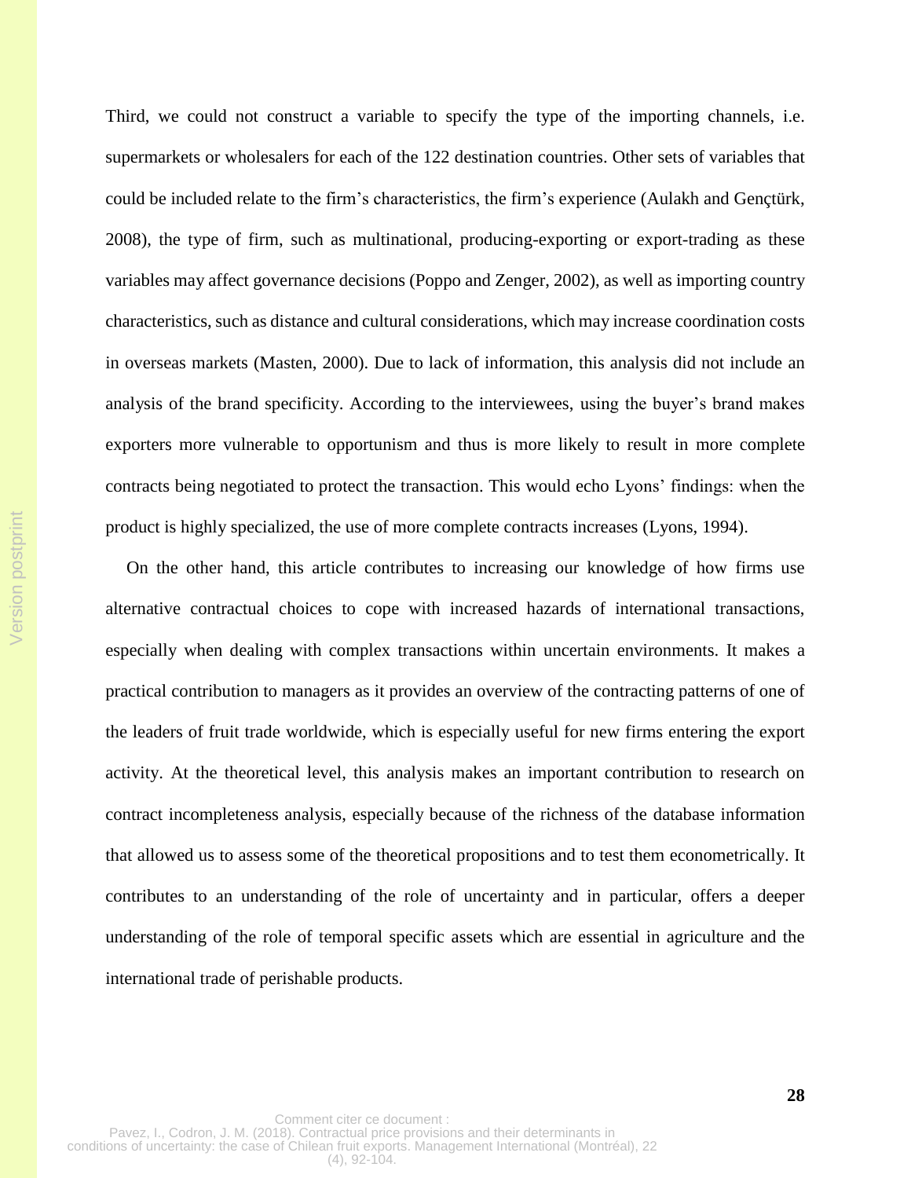Third, we could not construct a variable to specify the type of the importing channels, i.e. supermarkets or wholesalers for each of the 122 destination countries. Other sets of variables that could be included relate to the firm's characteristics, the firm's experience (Aulakh and Gençtürk, 2008), the type of firm, such as multinational, producing-exporting or export-trading as these variables may affect governance decisions (Poppo and Zenger, 2002), as well as importing country characteristics, such as distance and cultural considerations, which may increase coordination costs in overseas markets (Masten, 2000). Due to lack of information, this analysis did not include an analysis of the brand specificity. According to the interviewees, using the buyer's brand makes exporters more vulnerable to opportunism and thus is more likely to result in more complete contracts being negotiated to protect the transaction. This would echo Lyons' findings: when the product is highly specialized, the use of more complete contracts increases (Lyons, 1994).

On the other hand, this article contributes to increasing our knowledge of how firms use alternative contractual choices to cope with increased hazards of international transactions, especially when dealing with complex transactions within uncertain environments. It makes a practical contribution to managers as it provides an overview of the contracting patterns of one of the leaders of fruit trade worldwide, which is especially useful for new firms entering the export activity. At the theoretical level, this analysis makes an important contribution to research on contract incompleteness analysis, especially because of the richness of the database information that allowed us to assess some of the theoretical propositions and to test them econometrically. It contributes to an understanding of the role of uncertainty and in particular, offers a deeper understanding of the role of temporal specific assets which are essential in agriculture and the international trade of perishable products.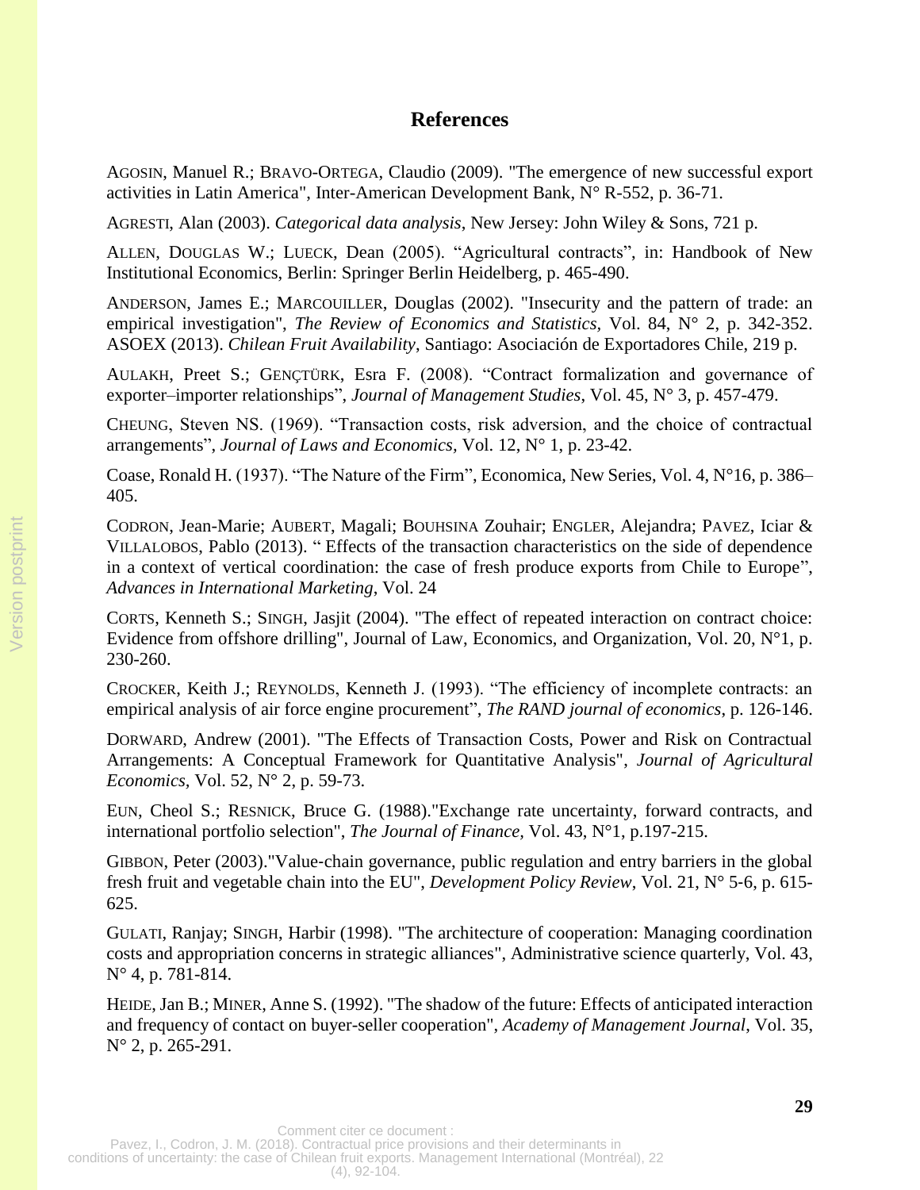## References

AGOSIN, Manuel R.; BRAVO-ORTEGA, Claudio (2009). "The emergence of new successful export activities in Latin America", Inter-American Development Bank, N° R-552, p. 36-71.

AGRESTI, Alan (2003). *Categorical data analysis*, New Jersey: John Wiley & Sons, 721 p.

ALLEN, DOUGLAS W.; LUECK, Dean (2005). "Agricultural contracts", in: Handbook of New Institutional Economics, Berlin: Springer Berlin Heidelberg, p. 465-490.

ANDERSON, James E.; MARCOUILLER, Douglas (2002). "Insecurity and the pattern of trade: an empirical investigation", *The Review of Economics and Statistics*, Vol. 84, N° 2, p. 342-352. ASOEX (2013). *Chilean Fruit Availability*, Santiago: Asociación de Exportadores Chile, 219 p.

AULAKH, Preet S.; GENÇTÜRK, Esra F. (2008). "Contract formalization and governance of exporter–importer relationships", *Journal of Management Studies*, Vol. 45, N° 3, p. 457-479.

CHEUNG, Steven NS. (1969). "Transaction costs, risk adversion, and the choice of contractual arrangements", *Journal of Laws and Economics*, Vol. 12, N° 1, p. 23-42.

Coase, Ronald H. (1937). "The Nature of the Firm", Economica, New Series, Vol. 4, N°16, p. 386–405.

CODRON, Jean-Marie; AUBERT, Magali; BOUHSINA Zouhair; ENGLER, Alejandra; PAVEZ, Iciar & VILLALOBOS, Pablo (2013). " Effects of the transaction characteristics on the side of dependence in a context of vertical coordination: the case of fresh produce exports from Chile to Europe", *Advances in International Marketing*, Vol. 24

CORTS, Kenneth S.; SINGH, Jasjit (2004). "The effect of repeated interaction on contract choice: Evidence from offshore drilling", Journal of Law, Economics, and Organization, Vol. 20, N°1, p. 230-260.

CROCKER, Keith J.; REYNOLDS, Kenneth J. (1993). "The efficiency of incomplete contracts: an empirical analysis of air force engine procurement", *The RAND journal of economics*, p. 126-146.

DORWARD, Andrew (2001). "The Effects of Transaction Costs, Power and Risk on Contractual Arrangements: A Conceptual Framework for Quantitative Analysis", *Journal of Agricultural Economics*, Vol. 52, N° 2, p. 59-73.

EUN, Cheol S.; RESNICK, Bruce G. (1988)."Exchange rate uncertainty, forward contracts, and international portfolio selection", *The Journal of Finance*, Vol. 43, N°1, p.197-215.

GIBBON, Peter (2003)."Value-chain governance, public regulation and entry barriers in the global fresh fruit and vegetable chain into the EU", *Development Policy Review*, Vol. 21, N° 5-6, p. 615-625.

GULATI, Ranjay; SINGH, Harbir (1998). "The architecture of cooperation: Managing coordination costs and appropriation concerns in strategic alliances", Administrative science quarterly, Vol. 43, N° 4, p. 781-814.

HEIDE, Jan B.; MINER, Anne S. (1992). "The shadow of the future: Effects of anticipated interaction and frequency of contact on buyer-seller cooperation", *Academy of Management Journal*, Vol. 35, N° 2, p. 265-291.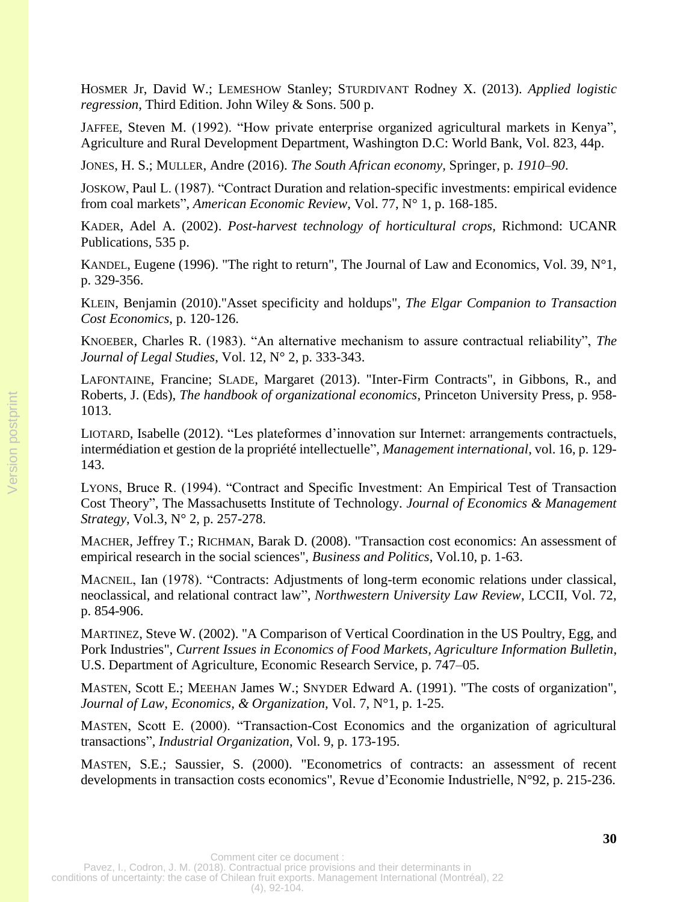HOSMER Jr, David W.; LEMESHOW Stanley; STURDIVANT Rodney X. (2013). *Applied logistic regression*, Third Edition. John Wiley & Sons. 500 p.

JAFFEE, Steven M. (1992). “How private enterprise organized agricultural markets in Kenya”, Agriculture and Rural Development Department, Washington D.C: World Bank, Vol. 823, 44p.

JONES, H. S.; MULLER, Andre (2016). *The South African economy*, Springer, p. *1910–90*.

JOSKOW, Paul L. (1987). “Contract Duration and relation-specific investments: empirical evidence from coal markets”, *American Economic Review*, Vol. 77, N° 1, p. 168-185.

KADER, Adel A. (2002). *Post-harvest technology of horticultural crops,* Richmond: UCANR Publications, 535 p.

KANDEL, Eugene (1996). "The right to return", The Journal of Law and Economics, Vol. 39, N°1, p. 329-356.

KLEIN, Benjamin (2010)."Asset specificity and holdups", *The Elgar Companion to Transaction Cost Economics*, p. 120-126.

KNOEBER, Charles R. (1983). “An alternative mechanism to assure contractual reliability”, *The Journal of Legal Studies*, Vol. 12, N° 2, p. 333-343.

LAFONTAINE, Francine; SLADE, Margaret (2013). "Inter-Firm Contracts", in Gibbons, R., and Roberts, J. (Eds), *The handbook of organizational economics*, Princeton University Press, p. 958-1013.

LIOTARD, Isabelle (2012). “Les plateformes d’innovation sur Internet: arrangements contractuels, intermédiation et gestion de la propriété intellectuelle”, *Management international*, vol. 16, p. 129-143.

LYONS, Bruce R. (1994). “Contract and Specific Investment: An Empirical Test of Transaction Cost Theory”, The Massachusetts Institute of Technology. *Journal of Economics & Management Strategy*, Vol.3, N° 2, p. 257-278.

MACHER, Jeffrey T.; RICHMAN, Barak D. (2008). "Transaction cost economics: An assessment of empirical research in the social sciences", *Business and Politics*, Vol.10, p. 1-63.

MACNEIL, Ian (1978). “Contracts: Adjustments of long-term economic relations under classical, neoclassical, and relational contract law”, *Northwestern University Law Review*, LCCII, Vol. 72, p. 854-906.

MARTINEZ, Steve W. (2002). "A Comparison of Vertical Coordination in the US Poultry, Egg, and Pork Industries", *Current Issues in Economics of Food Markets, Agriculture Information Bulletin*, U.S. Department of Agriculture, Economic Research Service, p. 747–05.

MASTEN, Scott E.; MEEHAN James W.; SNYDER Edward A. (1991). "The costs of organization", *Journal of Law, Economics, & Organization,* Vol. 7, N°1, p. 1-25.

MASTEN, Scott E. (2000). “Transaction-Cost Economics and the organization of agricultural transactions”, *Industrial Organization*, Vol. 9, p. 173-195.

MASTEN, S.E.; Saussier, S. (2000). "Econometrics of contracts: an assessment of recent developments in transaction costs economics", Revue d’Economie Industrielle, N°92, p. 215-236.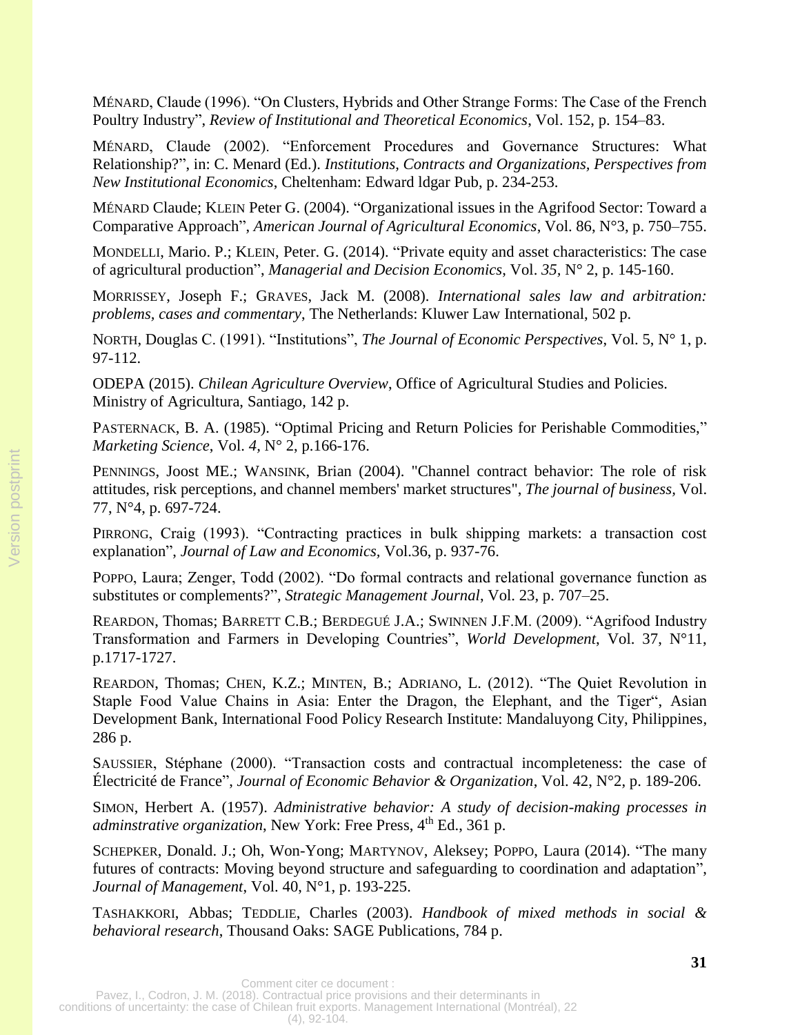MÉNARD, Claude (1996). “On Clusters, Hybrids and Other Strange Forms: The Case of the French Poultry Industry”, *Review of Institutional and Theoretical Economics*, Vol. 152, p. 154–83.

MÉNARD, Claude (2002). “Enforcement Procedures and Governance Structures: What Relationship?”, in: C. Menard (Ed.). *Institutions, Contracts and Organizations, Perspectives from New Institutional Economics*, Cheltenham: Edward ldgar Pub, p. 234-253.

MÉNARD Claude; KLEIN Peter G. (2004). “Organizational issues in the Agrifood Sector: Toward a Comparative Approach”, *American Journal of Agricultural Economics*, Vol. 86, N°3, p. 750–755.

MONDELLI, Mario. P.; KLEIN, Peter. G. (2014). “Private equity and asset characteristics: The case of agricultural production”, *Managerial and Decision Economics*, Vol. *35*, N° 2, p. 145-160.

MORRISSEY, Joseph F.; GRAVES, Jack M. (2008). *International sales law and arbitration: problems, cases and commentary*, The Netherlands: Kluwer Law International, 502 p.

NORTH, Douglas C. (1991). “Institutions”, *The Journal of Economic Perspectives*, Vol. 5, N° 1, p. 97-112.

ODEPA (2015). *Chilean Agriculture Overview*, Office of Agricultural Studies and Policies. Ministry of Agricultura, Santiago, 142 p.

PASTERNACK, B. A. (1985). “Optimal Pricing and Return Policies for Perishable Commodities,” *Marketing Science*, Vol. *4*, N° 2, p.166-176.

PENNINGS, Joost ME.; WANSINK, Brian (2004). "Channel contract behavior: The role of risk attitudes, risk perceptions, and channel members' market structures", *The journal of business*, Vol. 77, N°4, p. 697-724.

PIRRONG, Craig (1993). “Contracting practices in bulk shipping markets: a transaction cost explanation”, *Journal of Law and Economics,* Vol.36, p. 937-76.

POPPO, Laura; Zenger, Todd (2002). “Do formal contracts and relational governance function as substitutes or complements?”, *Strategic Management Journal*, Vol. 23, p. 707–25.

REARDON, Thomas; BARRETT C.B.; BERDEGUÉ J.A.; SWINNEN J.F.M. (2009). “Agrifood Industry Transformation and Farmers in Developing Countries”, *World Development*, Vol. 37, N°11, p.1717-1727.

REARDON, Thomas; CHEN, K.Z.; MINTEN, B.; ADRIANO, L. (2012). “The Quiet Revolution in Staple Food Value Chains in Asia: Enter the Dragon, the Elephant, and the Tiger“, Asian Development Bank, International Food Policy Research Institute: Mandaluyong City, Philippines, 286 p.

SAUSSIER, Stéphane (2000). “Transaction costs and contractual incompleteness: the case of Électricité de France”, *Journal of Economic Behavior & Organization*, Vol. 42, N°2, p. 189-206.

SIMON, Herbert A. (1957). *Administrative behavior: A study of decision-making processes in adminstrative organization*, New York: Free Press, 4th Ed., 361 p.

SCHEPKER, Donald. J.; Oh, Won-Yong; MARTYNOV, Aleksey; POPPO, Laura (2014). “The many futures of contracts: Moving beyond structure and safeguarding to coordination and adaptation”, *Journal of Management*, Vol. 40, N°1, p. 193-225.

TASHAKKORI, Abbas; TEDDLIE, Charles (2003). *Handbook of mixed methods in social & behavioral research*, Thousand Oaks: SAGE Publications, 784 p.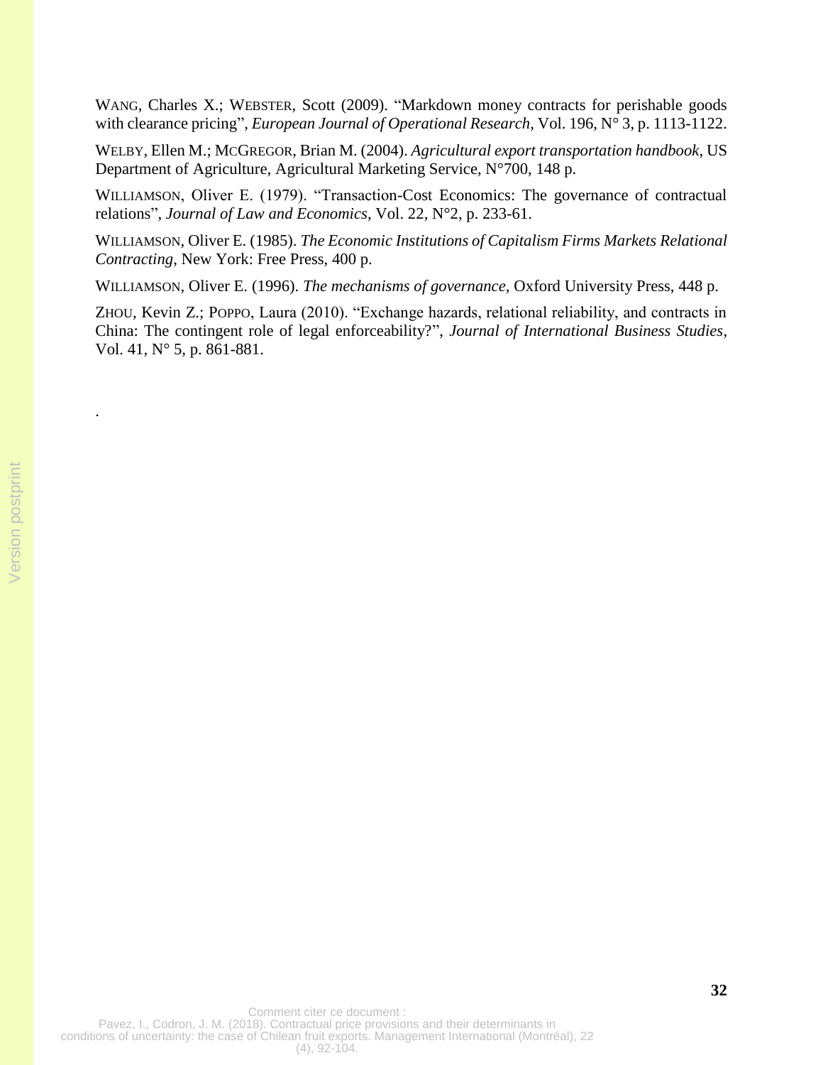WANG, Charles X.; WEBSTER, Scott (2009). “Markdown money contracts for perishable goods with clearance pricing”, *European Journal of Operational Research*, Vol. 196, N° 3, p. 1113-1122.

WELBY, Ellen M.; MCGREGOR, Brian M. (2004). *Agricultural export transportation handbook*, US Department of Agriculture, Agricultural Marketing Service, N°700, 148 p.

WILLIAMSON, Oliver E. (1979). “Transaction-Cost Economics: The governance of contractual relations”, *Journal of Law and Economics*, Vol. 22, N°2, p. 233-61.

WILLIAMSON, Oliver E. (1985). *The Economic Institutions of Capitalism Firms Markets Relational Contracting*, New York: Free Press, 400 p.

WILLIAMSON, Oliver E. (1996). *The mechanisms of governance*, Oxford University Press, 448 p.

ZHOU, Kevin Z.; POPPO, Laura (2010). “Exchange hazards, relational reliability, and contracts in China: The contingent role of legal enforceability?”, *Journal of International Business Studies*, Vol. 41, N° 5, p. 861-881.

.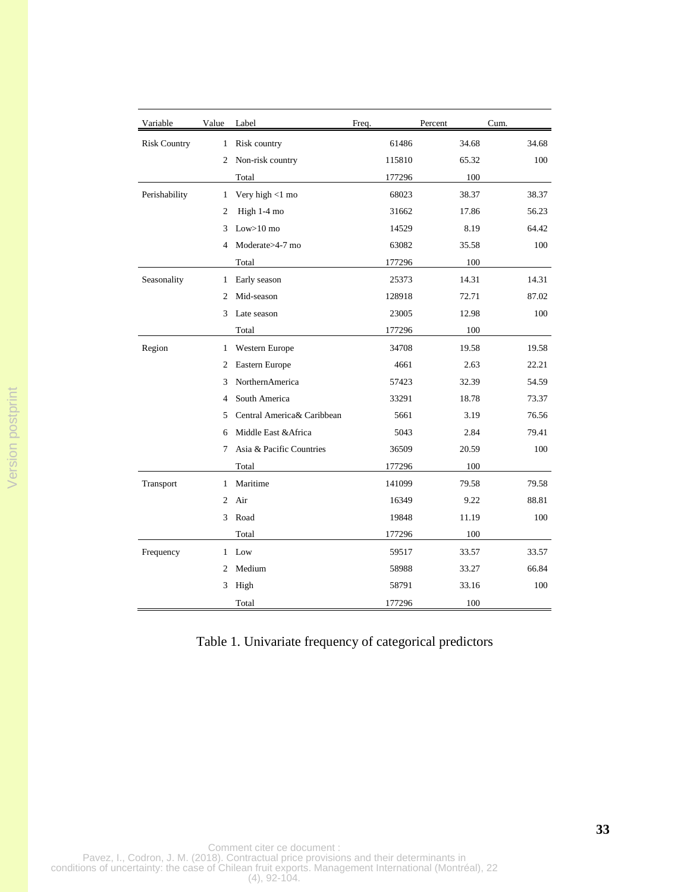| Variable | Value | Label | Freq. | Percent | Cum. |
|---|---|---|---|---|---|
| Risk Country | 1 | Risk country | 61486 | 34.68 | 34.68 |
| | 2 | Non-risk country | 115810 | 65.32 | 100 |
| | | Total | 177296 | 100 | |
| Perishability | 1 | Very high <1 mo | 68023 | 38.37 | 38.37 |
| | 2 | High 1-4 mo | 31662 | 17.86 | 56.23 |
| | 3 | Low>10 mo | 14529 | 8.19 | 64.42 |
| | 4 | Moderate>4-7 mo | 63082 | 35.58 | 100 |
| | | Total | 177296 | 100 | |
| Seasonality | 1 | Early season | 25373 | 14.31 | 14.31 |
| | 2 | Mid-season | 128918 | 72.71 | 87.02 |
| | 3 | Late season | 23005 | 12.98 | 100 |
| | | Total | 177296 | 100 | |
| Region | 1 | Western Europe | 34708 | 19.58 | 19.58 |
| | 2 | Eastern Europe | 4661 | 2.63 | 22.21 |
| | 3 | NorthernAmerica | 57423 | 32.39 | 54.59 |
| | 4 | South America | 33291 | 18.78 | 73.37 |
| | 5 | Central America& Caribbean | 5661 | 3.19 | 76.56 |
| | 6 | Middle East &Africa | 5043 | 2.84 | 79.41 |
| | 7 | Asia & Pacific Countries | 36509 | 20.59 | 100 |
| | | Total | 177296 | 100 | |
| Transport | 1 | Maritime | 141099 | 79.58 | 79.58 |
| | 2 | Air | 16349 | 9.22 | 88.81 |
| | 3 | Road | 19848 | 11.19 | 100 |
| | | Total | 177296 | 100 | |
| Frequency | 1 | Low | 59517 | 33.57 | 33.57 |
| | 2 | Medium | 58988 | 33.27 | 66.84 |
| | 3 | High | 58791 | 33.16 | 100 |
| | | Total | 177296 | 100 | |

Table 1. Univariate frequency of categorical predictors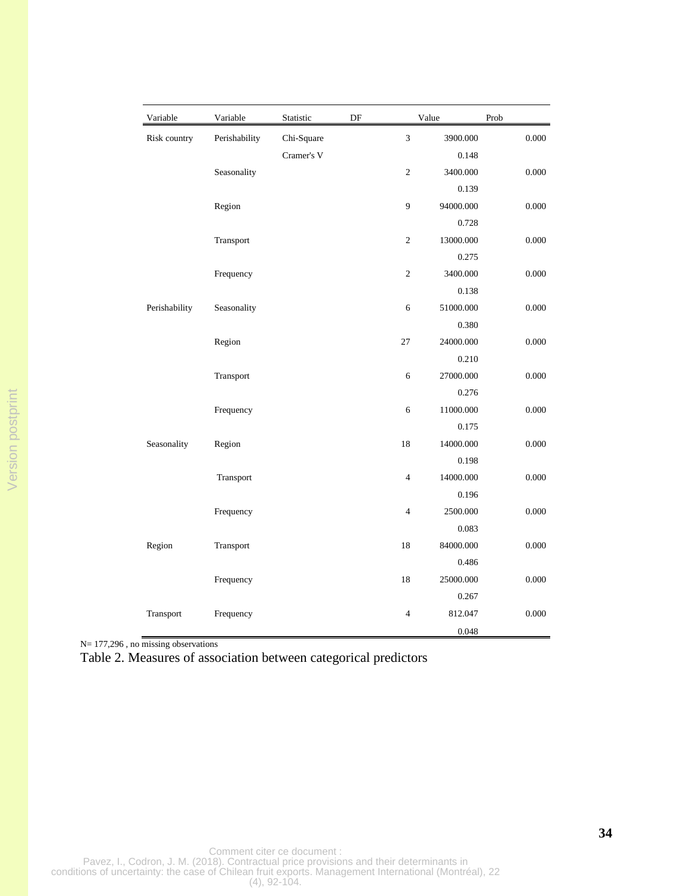| Variable | Variable | Statistic | DF | Value | Prob |
|---|---|---|---|---|---|
| Risk country | Perishability | Chi-Square | 3 | 3900.000 | 0.000 |
| | | Cramer's V | | 0.148 | |
| | Seasonality | | 2 | 3400.000 | 0.000 |
| | | | | 0.139 | |
| | Region | | 9 | 94000.000 | 0.000 |
| | | | | 0.728 | |
| | Transport | | 2 | 13000.000 | 0.000 |
| | | | | 0.275 | |
| | Frequency | | 2 | 3400.000 | 0.000 |
| | | | | 0.138 | |
| Perishability | Seasonality | | 6 | 51000.000 | 0.000 |
| | | | | 0.380 | |
| | Region | | 27 | 24000.000 | 0.000 |
| | | | | 0.210 | |
| | Transport | | 6 | 27000.000 | 0.000 |
| | | | | 0.276 | |
| | Frequency | | 6 | 11000.000 | 0.000 |
| | | | | 0.175 | |
| Seasonality | Region | | 18 | 14000.000 | 0.000 |
| | | | | 0.198 | |
| | Transport | | 4 | 14000.000 | 0.000 |
| | | | | 0.196 | |
| | Frequency | | 4 | 2500.000 | 0.000 |
| | | | | 0.083 | |
| Region | Transport | | 18 | 84000.000 | 0.000 |
| | | | | 0.486 | |
| | Frequency | | 18 | 25000.000 | 0.000 |
| | | | | 0.267 | |
| Transport | Frequency | | 4 | 812.047 | 0.000 |
| | | | | 0.048 | |

N= 177,296 , no missing observations

Table 2. Measures of association between categorical predictors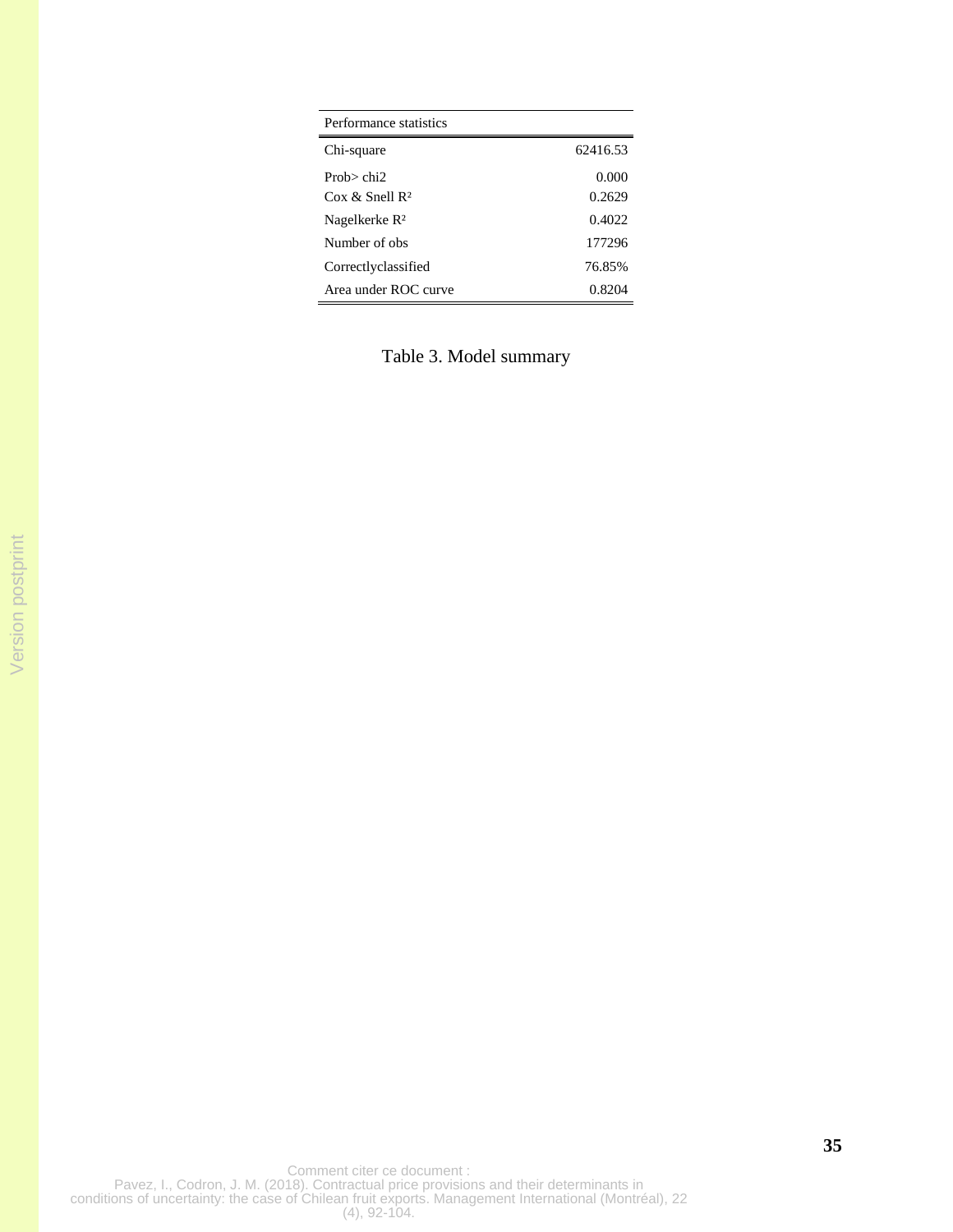| Performance statistics | |
|---|---|
| Chi-square | 62416.53 |
| Prob> chi2 | 0.000 |
| Cox & Snell $R^2$ | 0.2629 |
| Nagelkerke $R^2$ | 0.4022 |
| Number of obs | 177296 |
| Correctlyclassified | 76.85% |
| Area under ROC curve | 0.8204 |

Table 3. Model summary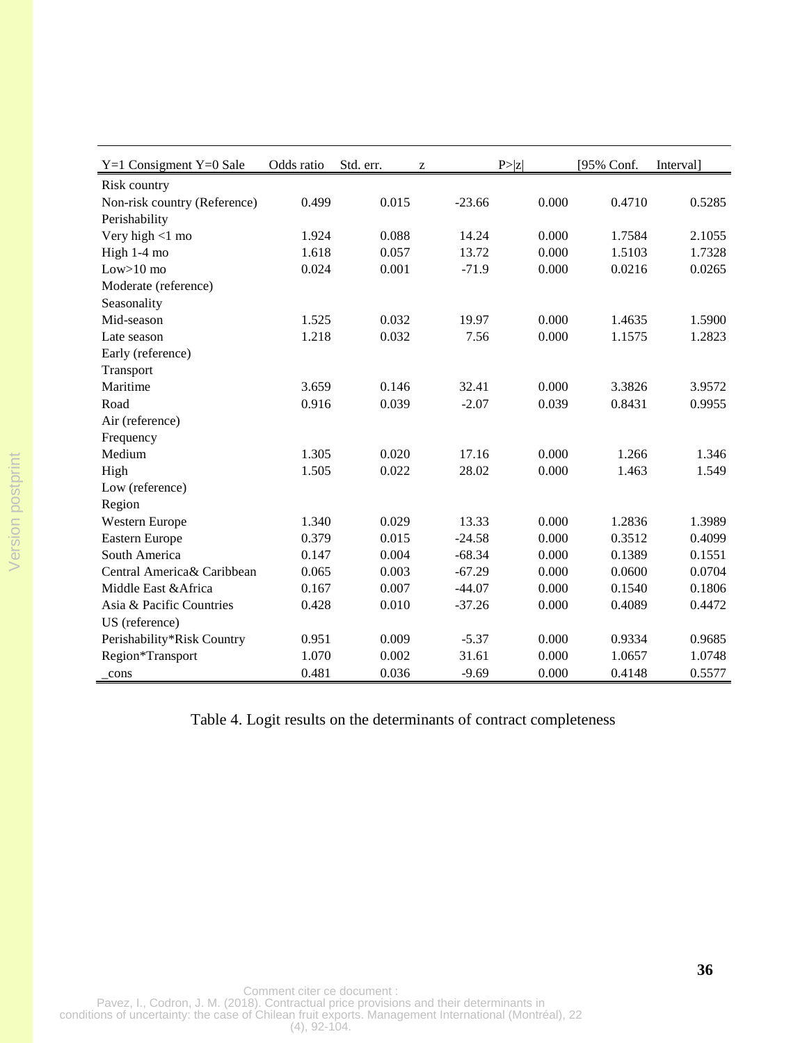| Y=1 Consigment Y=0 Sale | Odds ratio | Std. err. | z | P>\|z\| | [95% Conf. | Interval] |
|---|---|---|---|---|---|---|
| Risk country | | | | | | |
| Non-risk country (Reference) | 0.499 | 0.015 | -23.66 | 0.000 | 0.4710 | 0.5285 |
| Perishability | | | | | | |
| Very high <1 mo | 1.924 | 0.088 | 14.24 | 0.000 | 1.7584 | 2.1055 |
| High 1-4 mo | 1.618 | 0.057 | 13.72 | 0.000 | 1.5103 | 1.7328 |
| Low>10 mo | 0.024 | 0.001 | -71.9 | 0.000 | 0.0216 | 0.0265 |
| Moderate (reference) | | | | | | |
| Seasonality | | | | | | |
| Mid-season | 1.525 | 0.032 | 19.97 | 0.000 | 1.4635 | 1.5900 |
| Late season | 1.218 | 0.032 | 7.56 | 0.000 | 1.1575 | 1.2823 |
| Early (reference) | | | | | | |
| Transport | | | | | | |
| Maritime | 3.659 | 0.146 | 32.41 | 0.000 | 3.3826 | 3.9572 |
| Road | 0.916 | 0.039 | -2.07 | 0.039 | 0.8431 | 0.9955 |
| Air (reference) | | | | | | |
| Frequency | | | | | | |
| Medium | 1.305 | 0.020 | 17.16 | 0.000 | 1.266 | 1.346 |
| High | 1.505 | 0.022 | 28.02 | 0.000 | 1.463 | 1.549 |
| Low (reference) | | | | | | |
| Region | | | | | | |
| Western Europe | 1.340 | 0.029 | 13.33 | 0.000 | 1.2836 | 1.3989 |
| Eastern Europe | 0.379 | 0.015 | -24.58 | 0.000 | 0.3512 | 0.4099 |
| South America | 0.147 | 0.004 | -68.34 | 0.000 | 0.1389 | 0.1551 |
| Central America& Caribbean | 0.065 | 0.003 | -67.29 | 0.000 | 0.0600 | 0.0704 |
| Middle East &Africa | 0.167 | 0.007 | -44.07 | 0.000 | 0.1540 | 0.1806 |
| Asia & Pacific Countries | 0.428 | 0.010 | -37.26 | 0.000 | 0.4089 | 0.4472 |
| US (reference) | | | | | | |
| Perishability*Risk Country | 0.951 | 0.009 | -5.37 | 0.000 | 0.9334 | 0.9685 |
| Region*Transport | 1.070 | 0.002 | 31.61 | 0.000 | 1.0657 | 1.0748 |
| _cons | 0.481 | 0.036 | -9.69 | 0.000 | 0.4148 | 0.5577 |

Table 4. Logit results on the determinants of contract completeness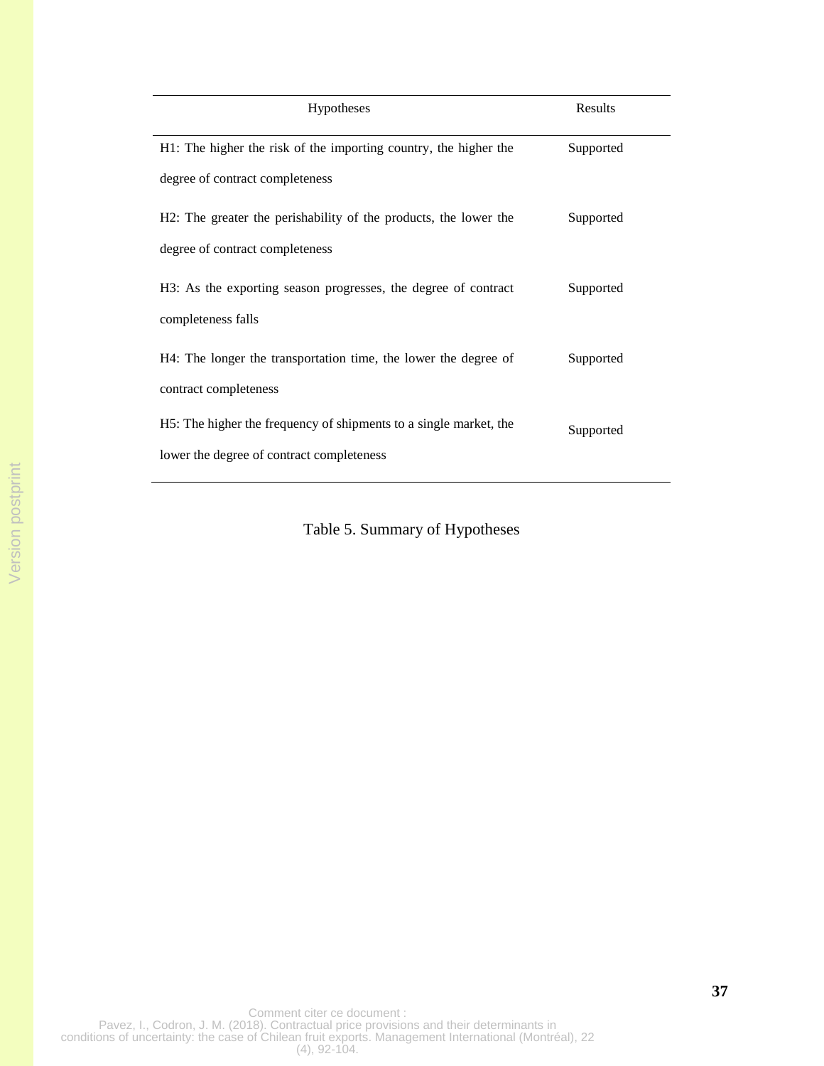| Hypotheses | Results |
|---|---|
| H1: The higher the risk of the importing country, the higher the degree of contract completeness | Supported |
| H2: The greater the perishability of the products, the lower the degree of contract completeness | Supported |
| H3: As the exporting season progresses, the degree of contract completeness falls | Supported |
| H4: The longer the transportation time, the lower the degree of contract completeness | Supported |
| H5: The higher the frequency of shipments to a single market, the lower the degree of contract completeness | Supported |

Table 5. Summary of Hypotheses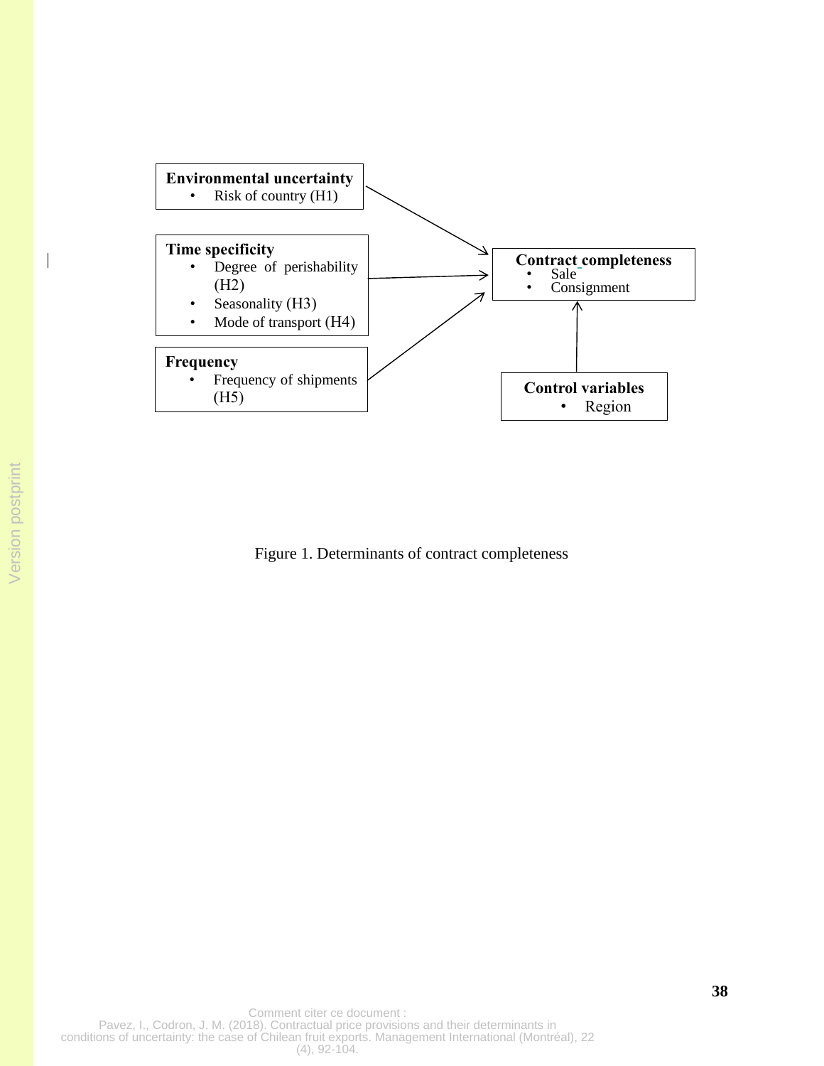**Environmental uncertainty**
- Risk of country (H1)

**Time specificity**
- Degree of perishability (H2)
- Seasonality (H3)
- Mode of transport (H4)

**Frequency**
- Frequency of shipments (H5)

**Contract completeness**
- Sale
- Consignment

**Control variables**
- Region

Figure 1. Determinants of contract completeness

Comment citer ce document :
Pavez, I., Codron, J. M. (2018). Contractual price provisions and their determinants in conditions of uncertainty: the case of Chilean fruit exports. Management International (Montréal), 22 (4), 92-104.